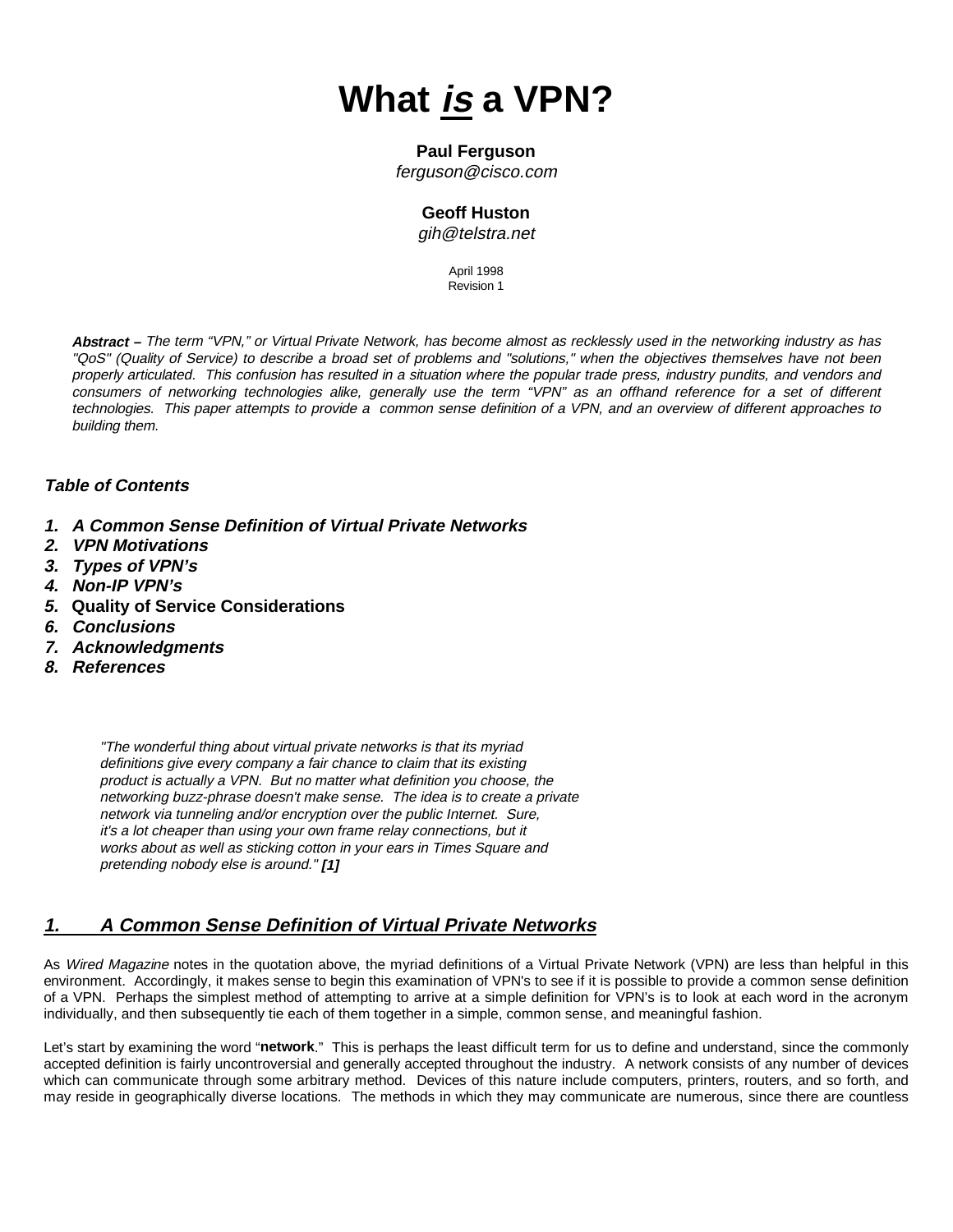# What *is* a VPN?

**Paul Ferguson**
*ferguson@cisco.com*

**Geoff Huston**
*gih@telstra.net*

April 1998
Revision 1

***Abstract –*** *The term "VPN," or Virtual Private Network, has become almost as recklessly used in the networking industry as has "QoS" (Quality of Service) to describe a broad set of problems and "solutions," when the objectives themselves have not been properly articulated. This confusion has resulted in a situation where the popular trade press, industry pundits, and vendors and consumers of networking technologies alike, generally use the term "VPN" as an offhand reference for a set of different technologies. This paper attempts to provide a common sense definition of a VPN, and an overview of different approaches to building them.*

***Table of Contents***

1. ***A Common Sense Definition of Virtual Private Networks***
2. ***VPN Motivations***
3. ***Types of VPN's***
4. ***Non-IP VPN's***
5. **Quality of Service Considerations**
6. ***Conclusions***
7. ***Acknowledgments***
8. ***References***

> *"The wonderful thing about virtual private networks is that its myriad definitions give every company a fair chance to claim that its existing product is actually a VPN. But no matter what definition you choose, the networking buzz-phrase doesn't make sense. The idea is to create a private network via tunneling and/or encryption over the public Internet. Sure, it's a lot cheaper than using your own frame relay connections, but it works about as well as sticking cotton in your ears in Times Square and pretending nobody else is around."* ***[1]***

## *1. A Common Sense Definition of Virtual Private Networks*

As *Wired Magazine* notes in the quotation above, the myriad definitions of a Virtual Private Network (VPN) are less than helpful in this environment. Accordingly, it makes sense to begin this examination of VPN's to see if it is possible to provide a common sense definition of a VPN. Perhaps the simplest method of attempting to arrive at a simple definition for VPN's is to look at each word in the acronym individually, and then subsequently tie each of them together in a simple, common sense, and meaningful fashion.

Let's start by examining the word "**network**." This is perhaps the least difficult term for us to define and understand, since the commonly accepted definition is fairly uncontroversial and generally accepted throughout the industry. A network consists of any number of devices which can communicate through some arbitrary method. Devices of this nature include computers, printers, routers, and so forth, and may reside in geographically diverse locations. The methods in which they may communicate are numerous, since there are countless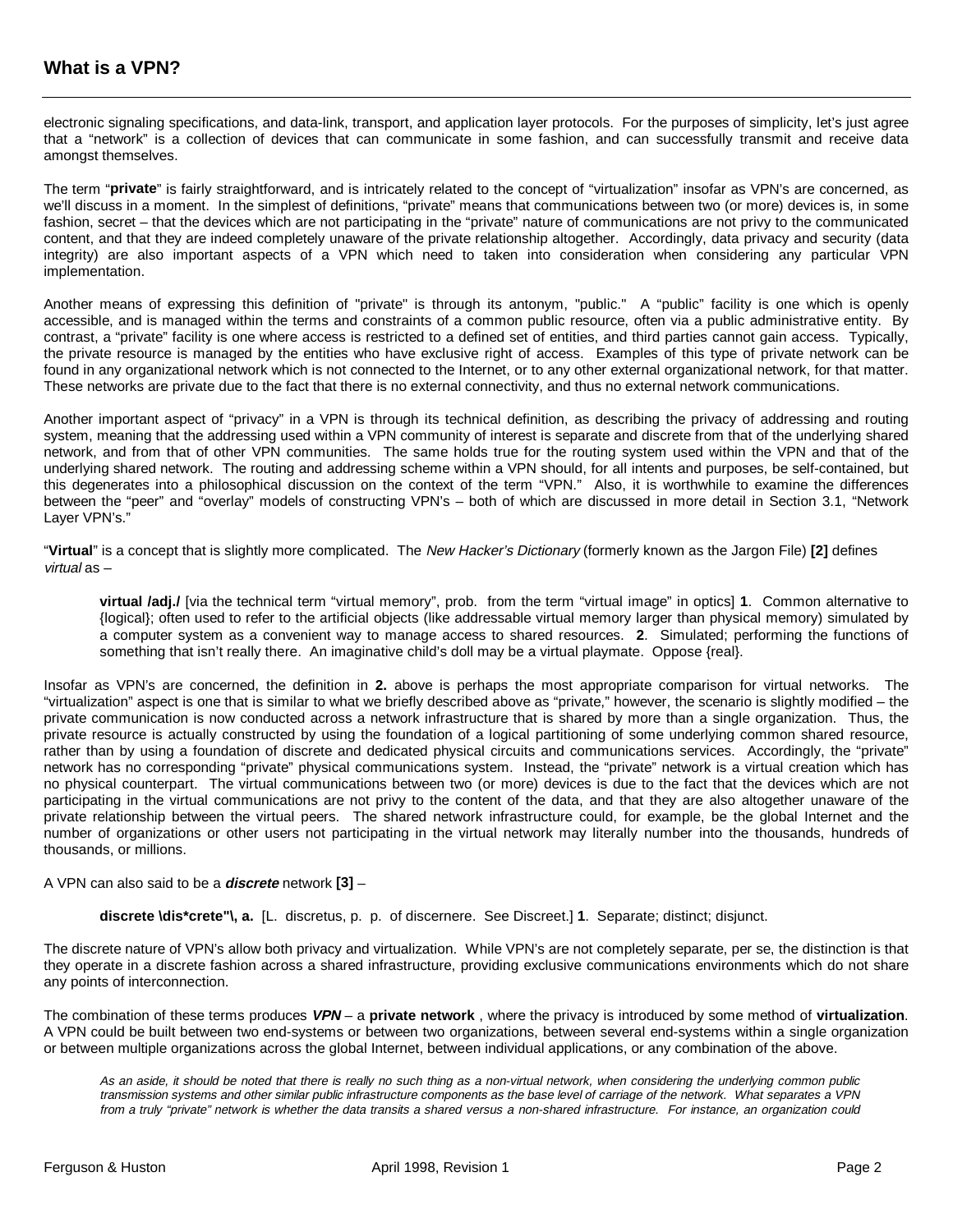electronic signaling specifications, and data-link, transport, and application layer protocols. For the purposes of simplicity, let's just agree that a "network" is a collection of devices that can communicate in some fashion, and can successfully transmit and receive data amongst themselves.

The term "**private**" is fairly straightforward, and is intricately related to the concept of "virtualization" insofar as VPN's are concerned, as we'll discuss in a moment. In the simplest of definitions, "private" means that communications between two (or more) devices is, in some fashion, secret – that the devices which are not participating in the "private" nature of communications are not privy to the communicated content, and that they are indeed completely unaware of the private relationship altogether. Accordingly, data privacy and security (data integrity) are also important aspects of a VPN which need to taken into consideration when considering any particular VPN implementation.

Another means of expressing this definition of "private" is through its antonym, "public." A "public" facility is one which is openly accessible, and is managed within the terms and constraints of a common public resource, often via a public administrative entity. By contrast, a "private" facility is one where access is restricted to a defined set of entities, and third parties cannot gain access. Typically, the private resource is managed by the entities who have exclusive right of access. Examples of this type of private network can be found in any organizational network which is not connected to the Internet, or to any other external organizational network, for that matter. These networks are private due to the fact that there is no external connectivity, and thus no external network communications.

Another important aspect of "privacy" in a VPN is through its technical definition, as describing the privacy of addressing and routing system, meaning that the addressing used within a VPN community of interest is separate and discrete from that of the underlying shared network, and from that of other VPN communities. The same holds true for the routing system used within the VPN and that of the underlying shared network. The routing and addressing scheme within a VPN should, for all intents and purposes, be self-contained, but this degenerates into a philosophical discussion on the context of the term "VPN." Also, it is worthwhile to examine the differences between the "peer" and "overlay" models of constructing VPN's – both of which are discussed in more detail in Section 3.1, "Network Layer VPN's."

"**Virtual**" is a concept that is slightly more complicated. The *New Hacker's Dictionary* (formerly known as the Jargon File) **[2]** defines *virtual* as –

> **virtual /adj./** [via the technical term "virtual memory", prob. from the term "virtual image" in optics] **1**. Common alternative to {logical}; often used to refer to the artificial objects (like addressable virtual memory larger than physical memory) simulated by a computer system as a convenient way to manage access to shared resources. **2**. Simulated; performing the functions of something that isn't really there. An imaginative child's doll may be a virtual playmate. Oppose {real}.

Insofar as VPN's are concerned, the definition in **2.** above is perhaps the most appropriate comparison for virtual networks. The "virtualization" aspect is one that is similar to what we briefly described above as "private," however, the scenario is slightly modified – the private communication is now conducted across a network infrastructure that is shared by more than a single organization. Thus, the private resource is actually constructed by using the foundation of a logical partitioning of some underlying common shared resource, rather than by using a foundation of discrete and dedicated physical circuits and communications services. Accordingly, the "private" network has no corresponding "private" physical communications system. Instead, the "private" network is a virtual creation which has no physical counterpart. The virtual communications between two (or more) devices is due to the fact that the devices which are not participating in the virtual communications are not privy to the content of the data, and that they are also altogether unaware of the private relationship between the virtual peers. The shared network infrastructure could, for example, be the global Internet and the number of organizations or other users not participating in the virtual network may literally number into the thousands, hundreds of thousands, or millions.

A VPN can also said to be a ***discrete*** network **[3]** –

> **discrete \dis*crete"\, a.** [L. discretus, p. p. of discernere. See Discreet.] **1**. Separate; distinct; disjunct.

The discrete nature of VPN's allow both privacy and virtualization. While VPN's are not completely separate, per se, the distinction is that they operate in a discrete fashion across a shared infrastructure, providing exclusive communications environments which do not share any points of interconnection.

The combination of these terms produces ***VPN*** – a **private network** , where the privacy is introduced by some method of **virtualization**. A VPN could be built between two end-systems or between two organizations, between several end-systems within a single organization or between multiple organizations across the global Internet, between individual applications, or any combination of the above.

> *As an aside, it should be noted that there is really no such thing as a non-virtual network, when considering the underlying common public transmission systems and other similar public infrastructure components as the base level of carriage of the network. What separates a VPN from a truly "private" network is whether the data transits a shared versus a non-shared infrastructure. For instance, an organization could*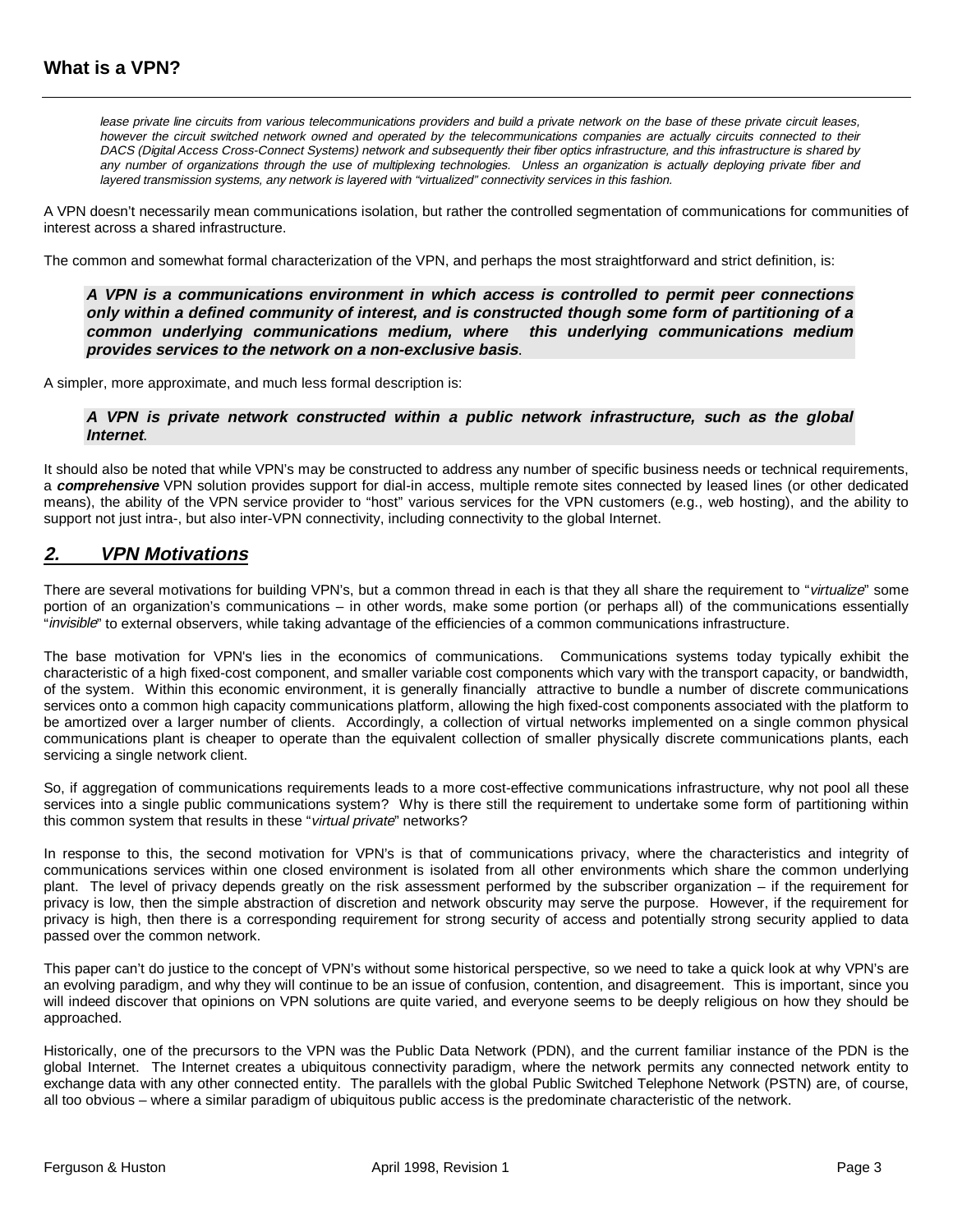*lease private line circuits from various telecommunications providers and build a private network on the base of these private circuit leases, however the circuit switched network owned and operated by the telecommunications companies are actually circuits connected to their DACS (Digital Access Cross-Connect Systems) network and subsequently their fiber optics infrastructure, and this infrastructure is shared by any number of organizations through the use of multiplexing technologies. Unless an organization is actually deploying private fiber and layered transmission systems, any network is layered with "virtualized" connectivity services in this fashion.*

A VPN doesn't necessarily mean communications isolation, but rather the controlled segmentation of communications for communities of interest across a shared infrastructure.

The common and somewhat formal characterization of the VPN, and perhaps the most straightforward and strict definition, is:

> ***A VPN is a communications environment in which access is controlled to permit peer connections only within a defined community of interest, and is constructed though some form of partitioning of a common underlying communications medium, where this underlying communications medium provides services to the network on a non-exclusive basis***.

A simpler, more approximate, and much less formal description is:

> ***A VPN is private network constructed within a public network infrastructure, such as the global Internet***.

It should also be noted that while VPN's may be constructed to address any number of specific business needs or technical requirements, a ***comprehensive*** VPN solution provides support for dial-in access, multiple remote sites connected by leased lines (or other dedicated means), the ability of the VPN service provider to "host" various services for the VPN customers (e.g., web hosting), and the ability to support not just intra-, but also inter-VPN connectivity, including connectivity to the global Internet.

## ***2. VPN Motivations***

There are several motivations for building VPN's, but a common thread in each is that they all share the requirement to "*virtualize*" some portion of an organization's communications – in other words, make some portion (or perhaps all) of the communications essentially "*invisible*" to external observers, while taking advantage of the efficiencies of a common communications infrastructure.

The base motivation for VPN's lies in the economics of communications. Communications systems today typically exhibit the characteristic of a high fixed-cost component, and smaller variable cost components which vary with the transport capacity, or bandwidth, of the system. Within this economic environment, it is generally financially attractive to bundle a number of discrete communications services onto a common high capacity communications platform, allowing the high fixed-cost components associated with the platform to be amortized over a larger number of clients. Accordingly, a collection of virtual networks implemented on a single common physical communications plant is cheaper to operate than the equivalent collection of smaller physically discrete communications plants, each servicing a single network client.

So, if aggregation of communications requirements leads to a more cost-effective communications infrastructure, why not pool all these services into a single public communications system? Why is there still the requirement to undertake some form of partitioning within this common system that results in these "*virtual private*" networks?

In response to this, the second motivation for VPN's is that of communications privacy, where the characteristics and integrity of communications services within one closed environment is isolated from all other environments which share the common underlying plant. The level of privacy depends greatly on the risk assessment performed by the subscriber organization – if the requirement for privacy is low, then the simple abstraction of discretion and network obscurity may serve the purpose. However, if the requirement for privacy is high, then there is a corresponding requirement for strong security of access and potentially strong security applied to data passed over the common network.

This paper can't do justice to the concept of VPN's without some historical perspective, so we need to take a quick look at why VPN's are an evolving paradigm, and why they will continue to be an issue of confusion, contention, and disagreement. This is important, since you will indeed discover that opinions on VPN solutions are quite varied, and everyone seems to be deeply religious on how they should be approached.

Historically, one of the precursors to the VPN was the Public Data Network (PDN), and the current familiar instance of the PDN is the global Internet. The Internet creates a ubiquitous connectivity paradigm, where the network permits any connected network entity to exchange data with any other connected entity. The parallels with the global Public Switched Telephone Network (PSTN) are, of course, all too obvious – where a similar paradigm of ubiquitous public access is the predominate characteristic of the network.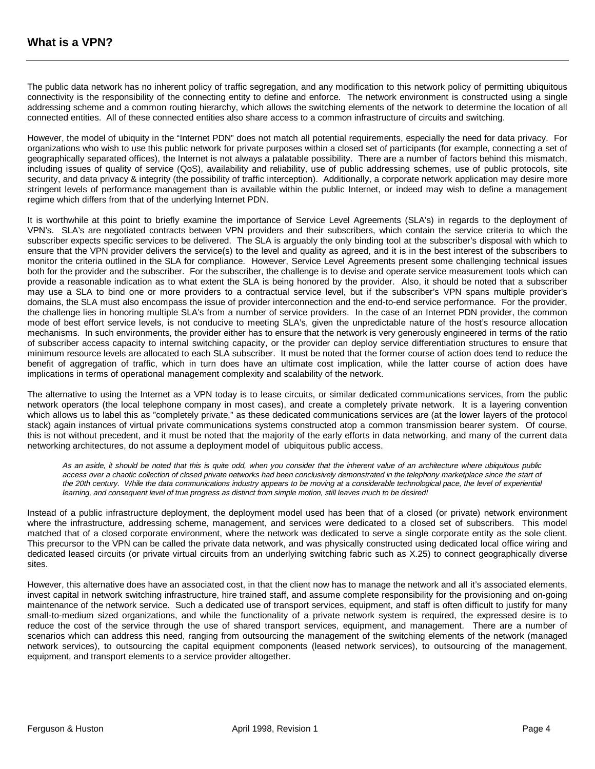## What is a VPN?

The public data network has no inherent policy of traffic segregation, and any modification to this network policy of permitting ubiquitous connectivity is the responsibility of the connecting entity to define and enforce. The network environment is constructed using a single addressing scheme and a common routing hierarchy, which allows the switching elements of the network to determine the location of all connected entities. All of these connected entities also share access to a common infrastructure of circuits and switching.

However, the model of ubiquity in the "Internet PDN" does not match all potential requirements, especially the need for data privacy. For organizations who wish to use this public network for private purposes within a closed set of participants (for example, connecting a set of geographically separated offices), the Internet is not always a palatable possibility. There are a number of factors behind this mismatch, including issues of quality of service (QoS), availability and reliability, use of public addressing schemes, use of public protocols, site security, and data privacy & integrity (the possibility of traffic interception). Additionally, a corporate network application may desire more stringent levels of performance management than is available within the public Internet, or indeed may wish to define a management regime which differs from that of the underlying Internet PDN.

It is worthwhile at this point to briefly examine the importance of Service Level Agreements (SLA's) in regards to the deployment of VPN's. SLA's are negotiated contracts between VPN providers and their subscribers, which contain the service criteria to which the subscriber expects specific services to be delivered. The SLA is arguably the only binding tool at the subscriber's disposal with which to ensure that the VPN provider delivers the service(s) to the level and quality as agreed, and it is in the best interest of the subscribers to monitor the criteria outlined in the SLA for compliance. However, Service Level Agreements present some challenging technical issues both for the provider and the subscriber. For the subscriber, the challenge is to devise and operate service measurement tools which can provide a reasonable indication as to what extent the SLA is being honored by the provider. Also, it should be noted that a subscriber may use a SLA to bind one or more providers to a contractual service level, but if the subscriber's VPN spans multiple provider's domains, the SLA must also encompass the issue of provider interconnection and the end-to-end service performance. For the provider, the challenge lies in honoring multiple SLA's from a number of service providers. In the case of an Internet PDN provider, the common mode of best effort service levels, is not conducive to meeting SLA's, given the unpredictable nature of the host's resource allocation mechanisms. In such environments, the provider either has to ensure that the network is very generously engineered in terms of the ratio of subscriber access capacity to internal switching capacity, or the provider can deploy service differentiation structures to ensure that minimum resource levels are allocated to each SLA subscriber. It must be noted that the former course of action does tend to reduce the benefit of aggregation of traffic, which in turn does have an ultimate cost implication, while the latter course of action does have implications in terms of operational management complexity and scalability of the network.

The alternative to using the Internet as a VPN today is to lease circuits, or similar dedicated communications services, from the public network operators (the local telephone company in most cases), and create a completely private network. It is a layering convention which allows us to label this as "completely private," as these dedicated communications services are (at the lower layers of the protocol stack) again instances of virtual private communications systems constructed atop a common transmission bearer system. Of course, this is not without precedent, and it must be noted that the majority of the early efforts in data networking, and many of the current data networking architectures, do not assume a deployment model of ubiquitous public access.

*As an aside, it should be noted that this is quite odd, when you consider that the inherent value of an architecture where ubiquitous public access over a chaotic collection of closed private networks had been conclusively demonstrated in the telephony marketplace since the start of the 20th century. While the data communications industry appears to be moving at a considerable technological pace, the level of experiential learning, and consequent level of true progress as distinct from simple motion, still leaves much to be desired!*

Instead of a public infrastructure deployment, the deployment model used has been that of a closed (or private) network environment where the infrastructure, addressing scheme, management, and services were dedicated to a closed set of subscribers. This model matched that of a closed corporate environment, where the network was dedicated to serve a single corporate entity as the sole client. This precursor to the VPN can be called the private data network, and was physically constructed using dedicated local office wiring and dedicated leased circuits (or private virtual circuits from an underlying switching fabric such as X.25) to connect geographically diverse sites.

However, this alternative does have an associated cost, in that the client now has to manage the network and all it's associated elements, invest capital in network switching infrastructure, hire trained staff, and assume complete responsibility for the provisioning and on-going maintenance of the network service. Such a dedicated use of transport services, equipment, and staff is often difficult to justify for many small-to-medium sized organizations, and while the functionality of a private network system is required, the expressed desire is to reduce the cost of the service through the use of shared transport services, equipment, and management. There are a number of scenarios which can address this need, ranging from outsourcing the management of the switching elements of the network (managed network services), to outsourcing the capital equipment components (leased network services), to outsourcing of the management, equipment, and transport elements to a service provider altogether.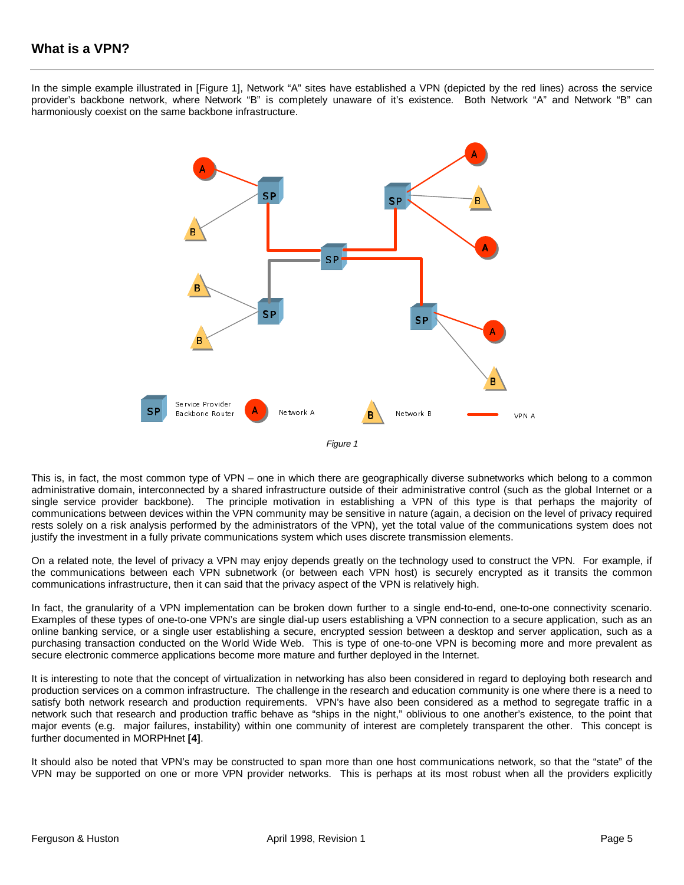## What is a VPN?

In the simple example illustrated in [Figure 1], Network "A" sites have established a VPN (depicted by the red lines) across the service provider's backbone network, where Network "B" is completely unaware of it's existence. Both Network "A" and Network "B" can harmoniously coexist on the same backbone infrastructure.

*Figure 1*

This is, in fact, the most common type of VPN – one in which there are geographically diverse subnetworks which belong to a common administrative domain, interconnected by a shared infrastructure outside of their administrative control (such as the global Internet or a single service provider backbone). The principle motivation in establishing a VPN of this type is that perhaps the majority of communications between devices within the VPN community may be sensitive in nature (again, a decision on the level of privacy required rests solely on a risk analysis performed by the administrators of the VPN), yet the total value of the communications system does not justify the investment in a fully private communications system which uses discrete transmission elements.

On a related note, the level of privacy a VPN may enjoy depends greatly on the technology used to construct the VPN. For example, if the communications between each VPN subnetwork (or between each VPN host) is securely encrypted as it transits the common communications infrastructure, then it can said that the privacy aspect of the VPN is relatively high.

In fact, the granularity of a VPN implementation can be broken down further to a single end-to-end, one-to-one connectivity scenario. Examples of these types of one-to-one VPN's are single dial-up users establishing a VPN connection to a secure application, such as an online banking service, or a single user establishing a secure, encrypted session between a desktop and server application, such as a purchasing transaction conducted on the World Wide Web. This is type of one-to-one VPN is becoming more and more prevalent as secure electronic commerce applications become more mature and further deployed in the Internet.

It is interesting to note that the concept of virtualization in networking has also been considered in regard to deploying both research and production services on a common infrastructure. The challenge in the research and education community is one where there is a need to satisfy both network research and production requirements. VPN's have also been considered as a method to segregate traffic in a network such that research and production traffic behave as "ships in the night," oblivious to one another's existence, to the point that major events (e.g. major failures, instability) within one community of interest are completely transparent the other. This concept is further documented in MORPHnet **[4]**.

It should also be noted that VPN's may be constructed to span more than one host communications network, so that the "state" of the VPN may be supported on one or more VPN provider networks. This is perhaps at its most robust when all the providers explicitly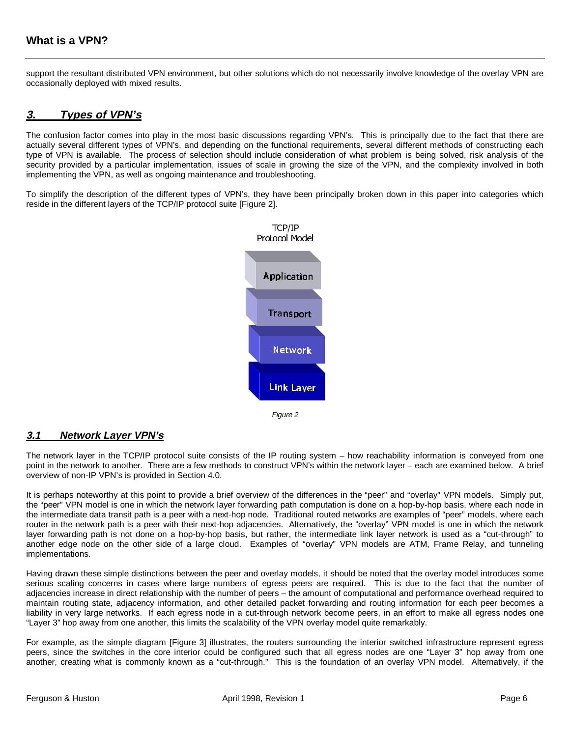support the resultant distributed VPN environment, but other solutions which do not necessarily involve knowledge of the overlay VPN are occasionally deployed with mixed results.

## *3. Types of VPN's*

The confusion factor comes into play in the most basic discussions regarding VPN's. This is principally due to the fact that there are actually several different types of VPN's, and depending on the functional requirements, several different methods of constructing each type of VPN is available. The process of selection should include consideration of what problem is being solved, risk analysis of the security provided by a particular implementation, issues of scale in growing the size of the VPN, and the complexity involved in both implementing the VPN, as well as ongoing maintenance and troubleshooting.

To simplify the description of the different types of VPN's, they have been principally broken down in this paper into categories which reside in the different layers of the TCP/IP protocol suite [Figure 2].

TCP/IP
Protocol Model

Application

Transport

Network

Link Layer

*Figure 2*

### *3.1 Network Layer VPN's*

The network layer in the TCP/IP protocol suite consists of the IP routing system – how reachability information is conveyed from one point in the network to another. There are a few methods to construct VPN's within the network layer – each are examined below. A brief overview of non-IP VPN's is provided in Section 4.0.

It is perhaps noteworthy at this point to provide a brief overview of the differences in the "peer" and "overlay" VPN models. Simply put, the "peer" VPN model is one in which the network layer forwarding path computation is done on a hop-by-hop basis, where each node in the intermediate data transit path is a peer with a next-hop node. Traditional routed networks are examples of "peer" models, where each router in the network path is a peer with their next-hop adjacencies. Alternatively, the "overlay" VPN model is one in which the network layer forwarding path is not done on a hop-by-hop basis, but rather, the intermediate link layer network is used as a "cut-through" to another edge node on the other side of a large cloud. Examples of "overlay" VPN models are ATM, Frame Relay, and tunneling implementations.

Having drawn these simple distinctions between the peer and overlay models, it should be noted that the overlay model introduces some serious scaling concerns in cases where large numbers of egress peers are required. This is due to the fact that the number of adjacencies increase in direct relationship with the number of peers – the amount of computational and performance overhead required to maintain routing state, adjacency information, and other detailed packet forwarding and routing information for each peer becomes a liability in very large networks. If each egress node in a cut-through network become peers, in an effort to make all egress nodes one "Layer 3" hop away from one another, this limits the scalability of the VPN overlay model quite remarkably.

For example, as the simple diagram [Figure 3] illustrates, the routers surrounding the interior switched infrastructure represent egress peers, since the switches in the core interior could be configured such that all egress nodes are one "Layer 3" hop away from one another, creating what is commonly known as a "cut-through." This is the foundation of an overlay VPN model. Alternatively, if the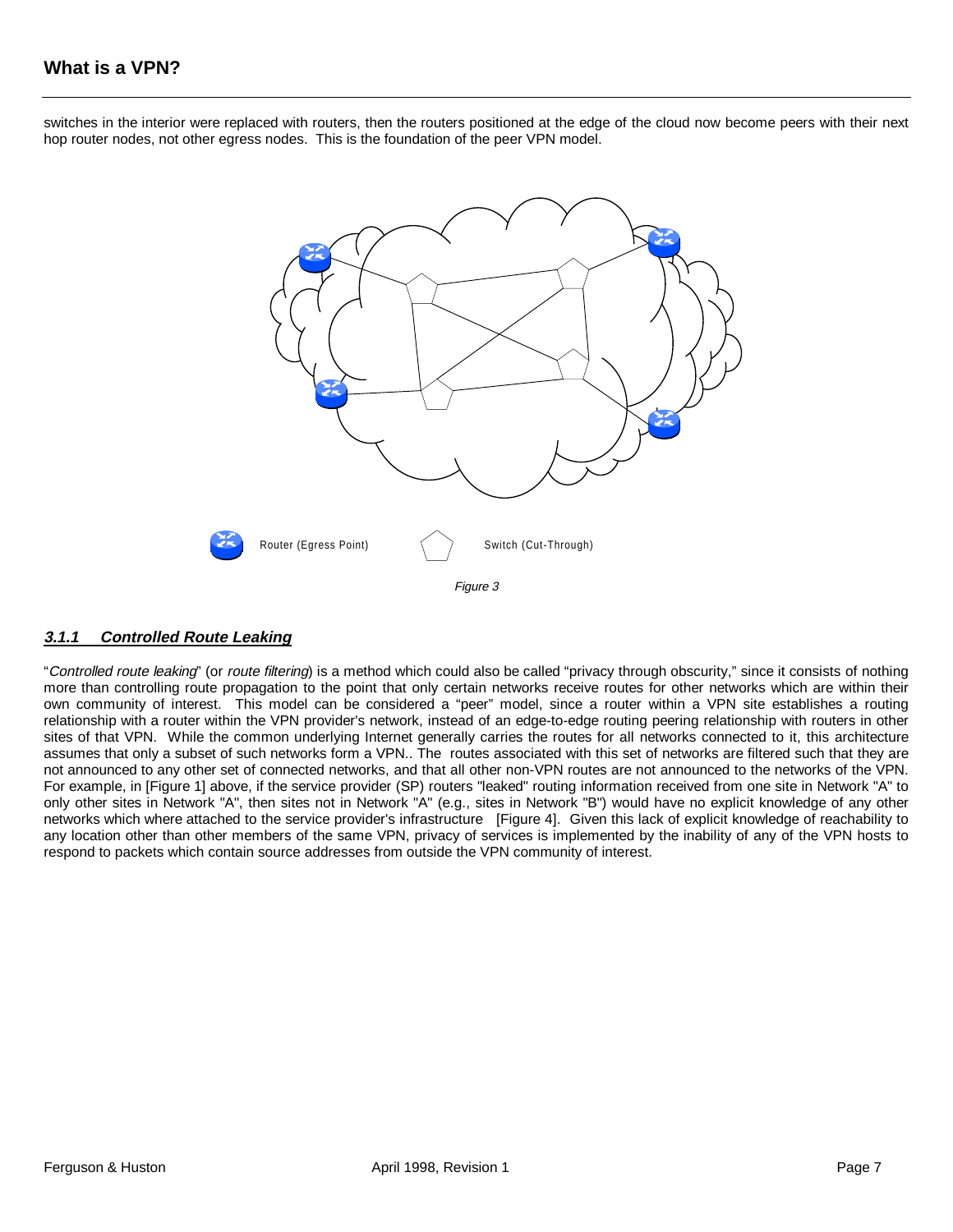switches in the interior were replaced with routers, then the routers positioned at the edge of the cloud now become peers with their next hop router nodes, not other egress nodes. This is the foundation of the peer VPN model.

Router (Egress Point) Switch (Cut-Through)

*Figure 3*

### ***3.1.1 Controlled Route Leaking***

"*Controlled route leaking*" (or *route filtering*) is a method which could also be called "privacy through obscurity," since it consists of nothing more than controlling route propagation to the point that only certain networks receive routes for other networks which are within their own community of interest. This model can be considered a "peer" model, since a router within a VPN site establishes a routing relationship with a router within the VPN provider's network, instead of an edge-to-edge routing peering relationship with routers in other sites of that VPN. While the common underlying Internet generally carries the routes for all networks connected to it, this architecture assumes that only a subset of such networks form a VPN.. The routes associated with this set of networks are filtered such that they are not announced to any other set of connected networks, and that all other non-VPN routes are not announced to the networks of the VPN. For example, in [Figure 1] above, if the service provider (SP) routers "leaked" routing information received from one site in Network "A" to only other sites in Network "A", then sites not in Network "A" (e.g., sites in Network "B") would have no explicit knowledge of any other networks which where attached to the service provider's infrastructure [Figure 4]. Given this lack of explicit knowledge of reachability to any location other than other members of the same VPN, privacy of services is implemented by the inability of any of the VPN hosts to respond to packets which contain source addresses from outside the VPN community of interest.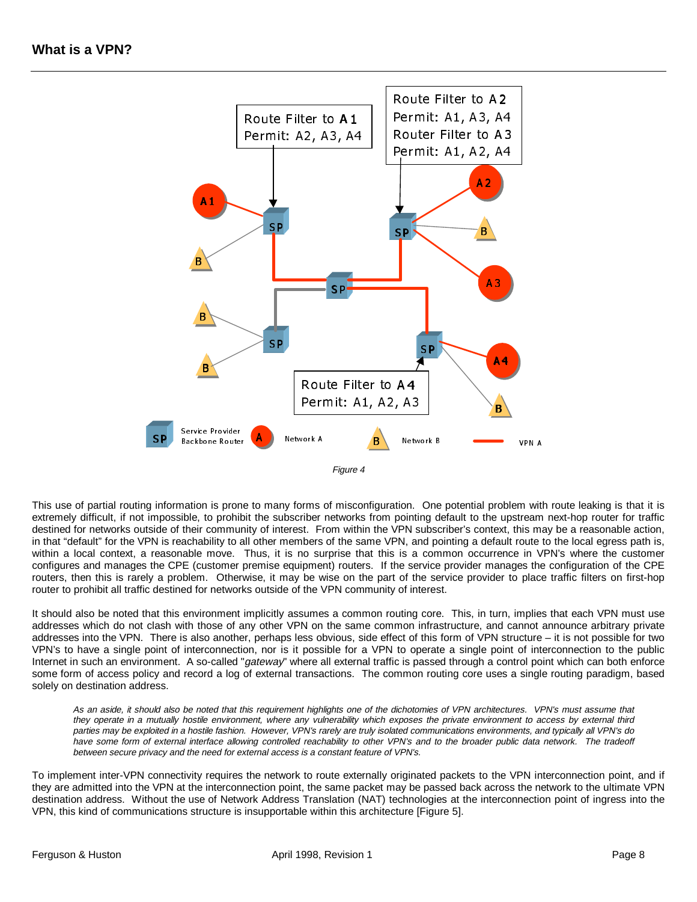Figure 4

This use of partial routing information is prone to many forms of misconfiguration. One potential problem with route leaking is that it is extremely difficult, if not impossible, to prohibit the subscriber networks from pointing default to the upstream next-hop router for traffic destined for networks outside of their community of interest. From within the VPN subscriber's context, this may be a reasonable action, in that "default" for the VPN is reachability to all other members of the same VPN, and pointing a default route to the local egress path is, within a local context, a reasonable move. Thus, it is no surprise that this is a common occurrence in VPN's where the customer configures and manages the CPE (customer premise equipment) routers. If the service provider manages the configuration of the CPE routers, then this is rarely a problem. Otherwise, it may be wise on the part of the service provider to place traffic filters on first-hop router to prohibit all traffic destined for networks outside of the VPN community of interest.

It should also be noted that this environment implicitly assumes a common routing core. This, in turn, implies that each VPN must use addresses which do not clash with those of any other VPN on the same common infrastructure, and cannot announce arbitrary private addresses into the VPN. There is also another, perhaps less obvious, side effect of this form of VPN structure – it is not possible for two VPN's to have a single point of interconnection, nor is it possible for a VPN to operate a single point of interconnection to the public Internet in such an environment. A so-called "*gateway*" where all external traffic is passed through a control point which can both enforce some form of access policy and record a log of external transactions. The common routing core uses a single routing paradigm, based solely on destination address.

> *As an aside, it should also be noted that this requirement highlights one of the dichotomies of VPN architectures. VPN's must assume that they operate in a mutually hostile environment, where any vulnerability which exposes the private environment to access by external third parties may be exploited in a hostile fashion. However, VPN's rarely are truly isolated communications environments, and typically all VPN's do have some form of external interface allowing controlled reachability to other VPN's and to the broader public data network. The tradeoff between secure privacy and the need for external access is a constant feature of VPN's.*

To implement inter-VPN connectivity requires the network to route externally originated packets to the VPN interconnection point, and if they are admitted into the VPN at the interconnection point, the same packet may be passed back across the network to the ultimate VPN destination address. Without the use of Network Address Translation (NAT) technologies at the interconnection point of ingress into the VPN, this kind of communications structure is insupportable within this architecture [Figure 5].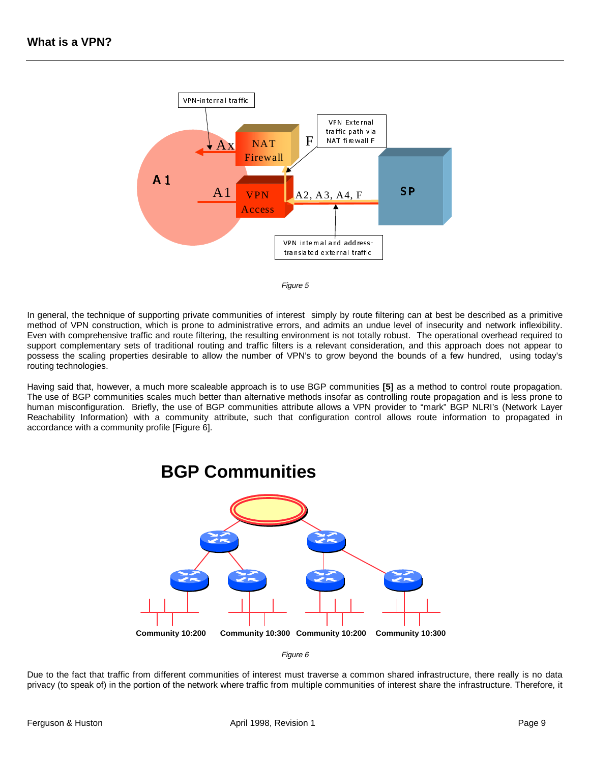Figure 5

In general, the technique of supporting private communities of interest simply by route filtering can at best be described as a primitive method of VPN construction, which is prone to administrative errors, and admits an undue level of insecurity and network inflexibility. Even with comprehensive traffic and route filtering, the resulting environment is not totally robust. The operational overhead required to support complementary sets of traditional routing and traffic filters is a relevant consideration, and this approach does not appear to possess the scaling properties desirable to allow the number of VPN's to grow beyond the bounds of a few hundred, using today's routing technologies.

Having said that, however, a much more scaleable approach is to use BGP communities **[5]** as a method to control route propagation. The use of BGP communities scales much better than alternative methods insofar as controlling route propagation and is less prone to human misconfiguration. Briefly, the use of BGP communities attribute allows a VPN provider to "mark" BGP NLRI's (Network Layer Reachability Information) with a community attribute, such that configuration control allows route information to propagated in accordance with a community profile [Figure 6].

Figure 6

Due to the fact that traffic from different communities of interest must traverse a common shared infrastructure, there really is no data privacy (to speak of) in the portion of the network where traffic from multiple communities of interest share the infrastructure. Therefore, it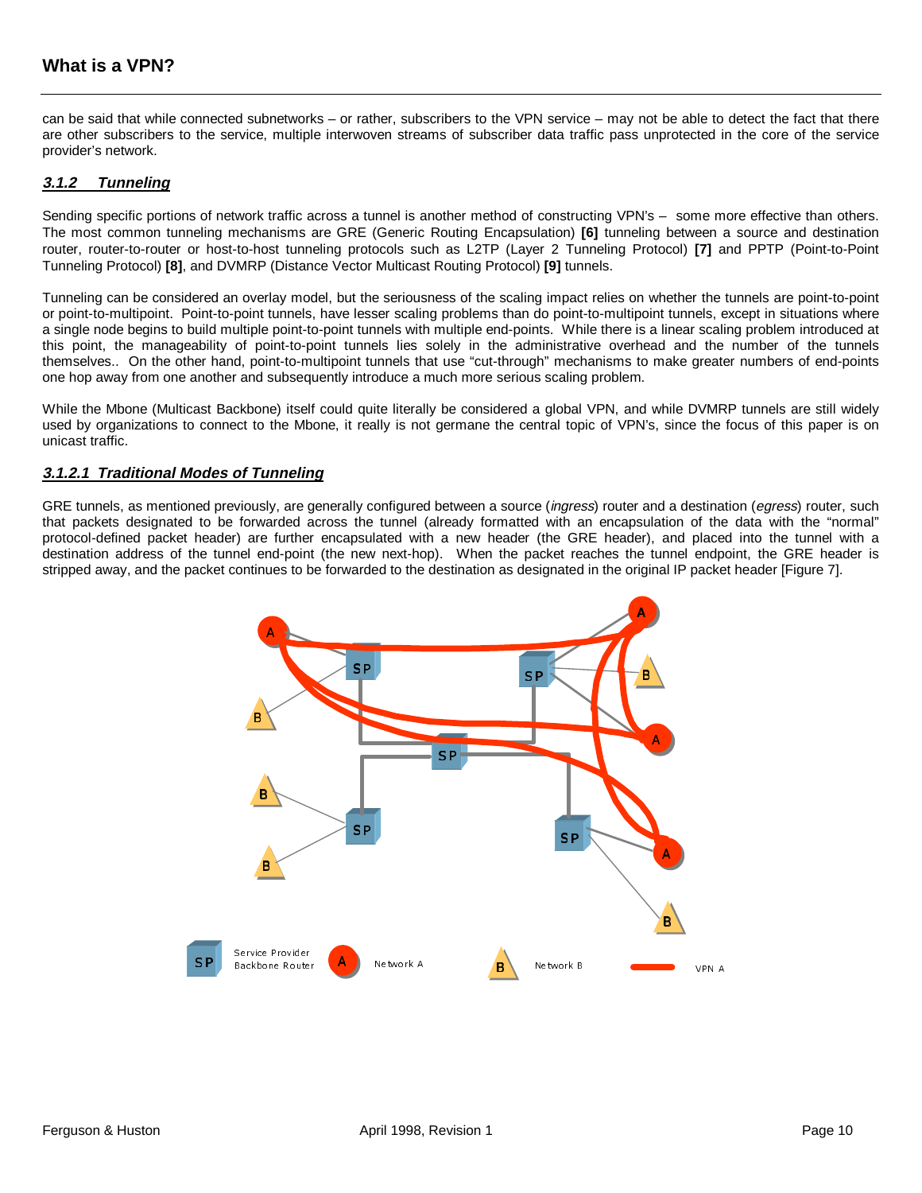can be said that while connected subnetworks – or rather, subscribers to the VPN service – may not be able to detect the fact that there are other subscribers to the service, multiple interwoven streams of subscriber data traffic pass unprotected in the core of the service provider's network.

### ***3.1.2 Tunneling***

Sending specific portions of network traffic across a tunnel is another method of constructing VPN's – some more effective than others. The most common tunneling mechanisms are GRE (Generic Routing Encapsulation) **[6]** tunneling between a source and destination router, router-to-router or host-to-host tunneling protocols such as L2TP (Layer 2 Tunneling Protocol) **[7]** and PPTP (Point-to-Point Tunneling Protocol) **[8]**, and DVMRP (Distance Vector Multicast Routing Protocol) **[9]** tunnels.

Tunneling can be considered an overlay model, but the seriousness of the scaling impact relies on whether the tunnels are point-to-point or point-to-multipoint. Point-to-point tunnels, have lesser scaling problems than do point-to-multipoint tunnels, except in situations where a single node begins to build multiple point-to-point tunnels with multiple end-points. While there is a linear scaling problem introduced at this point, the manageability of point-to-point tunnels lies solely in the administrative overhead and the number of the tunnels themselves.. On the other hand, point-to-multipoint tunnels that use "cut-through" mechanisms to make greater numbers of end-points one hop away from one another and subsequently introduce a much more serious scaling problem.

While the Mbone (Multicast Backbone) itself could quite literally be considered a global VPN, and while DVMRP tunnels are still widely used by organizations to connect to the Mbone, it really is not germane the central topic of VPN's, since the focus of this paper is on unicast traffic.

#### ***3.1.2.1 Traditional Modes of Tunneling***

GRE tunnels, as mentioned previously, are generally configured between a source (*ingress*) router and a destination (*egress*) router, such that packets designated to be forwarded across the tunnel (already formatted with an encapsulation of the data with the "normal" protocol-defined packet header) are further encapsulated with a new header (the GRE header), and placed into the tunnel with a destination address of the tunnel end-point (the new next-hop). When the packet reaches the tunnel endpoint, the GRE header is stripped away, and the packet continues to be forwarded to the destination as designated in the original IP packet header [Figure 7].

SP Service Provider Backbone Router — A Network A — B Network B — VPN A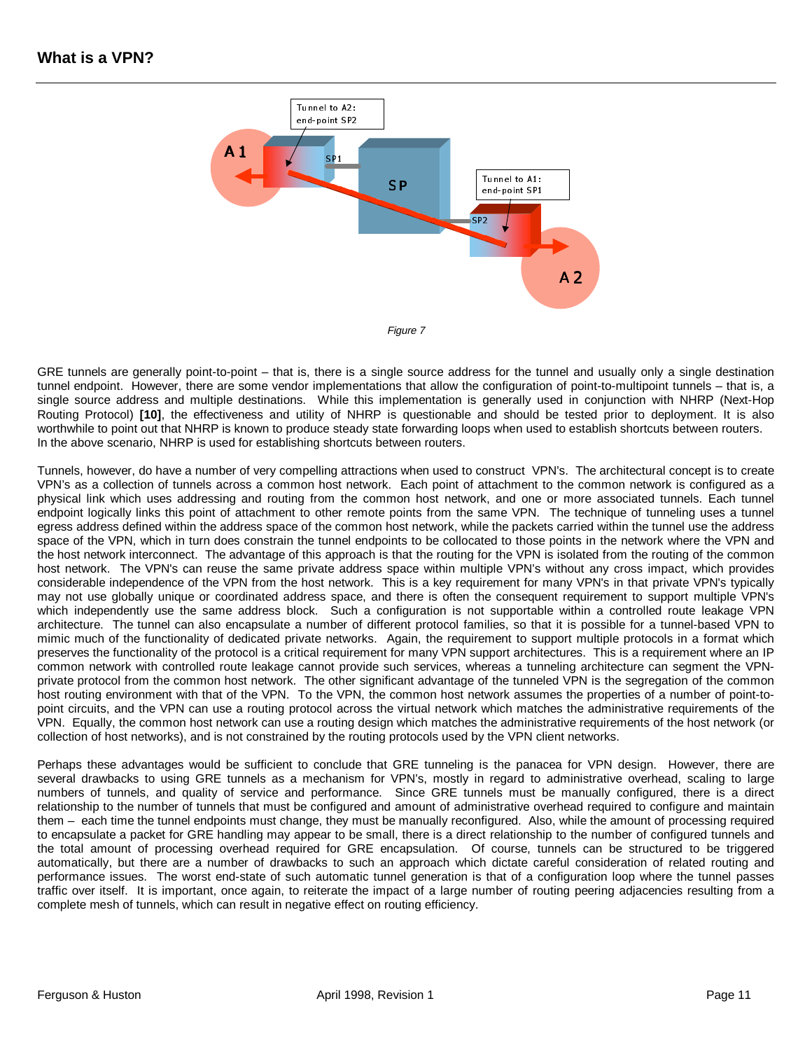## What is a VPN?

*Figure 7*

GRE tunnels are generally point-to-point – that is, there is a single source address for the tunnel and usually only a single destination tunnel endpoint. However, there are some vendor implementations that allow the configuration of point-to-multipoint tunnels – that is, a single source address and multiple destinations. While this implementation is generally used in conjunction with NHRP (Next-Hop Routing Protocol) **[10]**, the effectiveness and utility of NHRP is questionable and should be tested prior to deployment. It is also worthwhile to point out that NHRP is known to produce steady state forwarding loops when used to establish shortcuts between routers. In the above scenario, NHRP is used for establishing shortcuts between routers.

Tunnels, however, do have a number of very compelling attractions when used to construct VPN's. The architectural concept is to create VPN's as a collection of tunnels across a common host network. Each point of attachment to the common network is configured as a physical link which uses addressing and routing from the common host network, and one or more associated tunnels. Each tunnel endpoint logically links this point of attachment to other remote points from the same VPN. The technique of tunneling uses a tunnel egress address defined within the address space of the common host network, while the packets carried within the tunnel use the address space of the VPN, which in turn does constrain the tunnel endpoints to be collocated to those points in the network where the VPN and the host network interconnect. The advantage of this approach is that the routing for the VPN is isolated from the routing of the common host network. The VPN's can reuse the same private address space within multiple VPN's without any cross impact, which provides considerable independence of the VPN from the host network. This is a key requirement for many VPN's in that private VPN's typically may not use globally unique or coordinated address space, and there is often the consequent requirement to support multiple VPN's which independently use the same address block. Such a configuration is not supportable within a controlled route leakage VPN architecture. The tunnel can also encapsulate a number of different protocol families, so that it is possible for a tunnel-based VPN to mimic much of the functionality of dedicated private networks. Again, the requirement to support multiple protocols in a format which preserves the functionality of the protocol is a critical requirement for many VPN support architectures. This is a requirement where an IP common network with controlled route leakage cannot provide such services, whereas a tunneling architecture can segment the VPN-private protocol from the common host network. The other significant advantage of the tunneled VPN is the segregation of the common host routing environment with that of the VPN. To the VPN, the common host network assumes the properties of a number of point-to-point circuits, and the VPN can use a routing protocol across the virtual network which matches the administrative requirements of the VPN. Equally, the common host network can use a routing design which matches the administrative requirements of the host network (or collection of host networks), and is not constrained by the routing protocols used by the VPN client networks.

Perhaps these advantages would be sufficient to conclude that GRE tunneling is the panacea for VPN design. However, there are several drawbacks to using GRE tunnels as a mechanism for VPN's, mostly in regard to administrative overhead, scaling to large numbers of tunnels, and quality of service and performance. Since GRE tunnels must be manually configured, there is a direct relationship to the number of tunnels that must be configured and amount of administrative overhead required to configure and maintain them – each time the tunnel endpoints must change, they must be manually reconfigured. Also, while the amount of processing required to encapsulate a packet for GRE handling may appear to be small, there is a direct relationship to the number of configured tunnels and the total amount of processing overhead required for GRE encapsulation. Of course, tunnels can be structured to be triggered automatically, but there are a number of drawbacks to such an approach which dictate careful consideration of related routing and performance issues. The worst end-state of such automatic tunnel generation is that of a configuration loop where the tunnel passes traffic over itself. It is important, once again, to reiterate the impact of a large number of routing peering adjacencies resulting from a complete mesh of tunnels, which can result in negative effect on routing efficiency.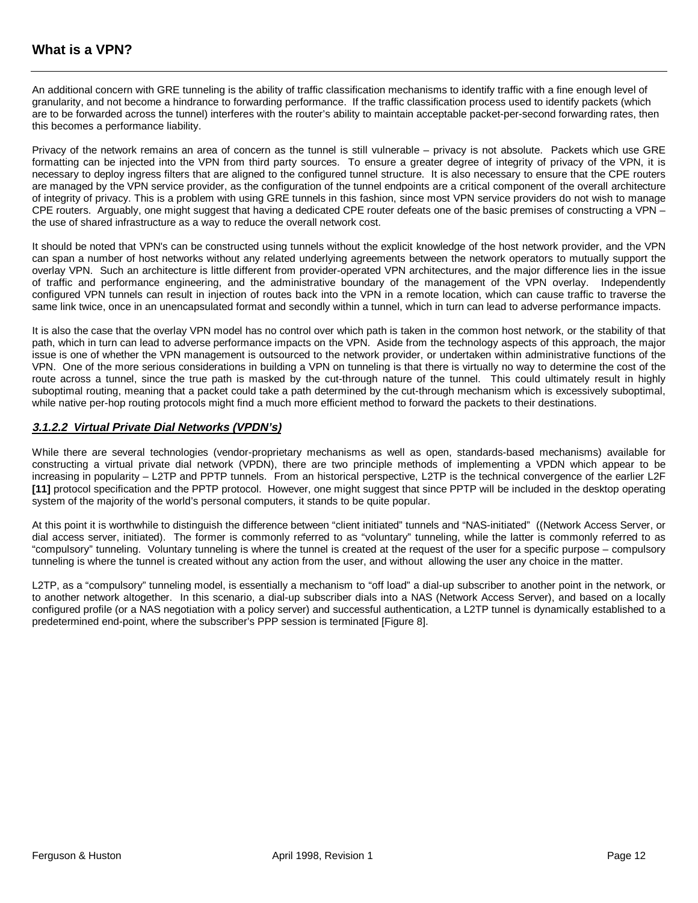An additional concern with GRE tunneling is the ability of traffic classification mechanisms to identify traffic with a fine enough level of granularity, and not become a hindrance to forwarding performance. If the traffic classification process used to identify packets (which are to be forwarded across the tunnel) interferes with the router's ability to maintain acceptable packet-per-second forwarding rates, then this becomes a performance liability.

Privacy of the network remains an area of concern as the tunnel is still vulnerable – privacy is not absolute. Packets which use GRE formatting can be injected into the VPN from third party sources. To ensure a greater degree of integrity of privacy of the VPN, it is necessary to deploy ingress filters that are aligned to the configured tunnel structure. It is also necessary to ensure that the CPE routers are managed by the VPN service provider, as the configuration of the tunnel endpoints are a critical component of the overall architecture of integrity of privacy. This is a problem with using GRE tunnels in this fashion, since most VPN service providers do not wish to manage CPE routers. Arguably, one might suggest that having a dedicated CPE router defeats one of the basic premises of constructing a VPN – the use of shared infrastructure as a way to reduce the overall network cost.

It should be noted that VPN's can be constructed using tunnels without the explicit knowledge of the host network provider, and the VPN can span a number of host networks without any related underlying agreements between the network operators to mutually support the overlay VPN. Such an architecture is little different from provider-operated VPN architectures, and the major difference lies in the issue of traffic and performance engineering, and the administrative boundary of the management of the VPN overlay. Independently configured VPN tunnels can result in injection of routes back into the VPN in a remote location, which can cause traffic to traverse the same link twice, once in an unencapsulated format and secondly within a tunnel, which in turn can lead to adverse performance impacts.

It is also the case that the overlay VPN model has no control over which path is taken in the common host network, or the stability of that path, which in turn can lead to adverse performance impacts on the VPN. Aside from the technology aspects of this approach, the major issue is one of whether the VPN management is outsourced to the network provider, or undertaken within administrative functions of the VPN. One of the more serious considerations in building a VPN on tunneling is that there is virtually no way to determine the cost of the route across a tunnel, since the true path is masked by the cut-through nature of the tunnel. This could ultimately result in highly suboptimal routing, meaning that a packet could take a path determined by the cut-through mechanism which is excessively suboptimal, while native per-hop routing protocols might find a much more efficient method to forward the packets to their destinations.

#### ***3.1.2.2 Virtual Private Dial Networks (VPDN's)***

While there are several technologies (vendor-proprietary mechanisms as well as open, standards-based mechanisms) available for constructing a virtual private dial network (VPDN), there are two principle methods of implementing a VPDN which appear to be increasing in popularity – L2TP and PPTP tunnels. From an historical perspective, L2TP is the technical convergence of the earlier L2F **[11]** protocol specification and the PPTP protocol. However, one might suggest that since PPTP will be included in the desktop operating system of the majority of the world's personal computers, it stands to be quite popular.

At this point it is worthwhile to distinguish the difference between "client initiated" tunnels and "NAS-initiated" ((Network Access Server, or dial access server, initiated). The former is commonly referred to as "voluntary" tunneling, while the latter is commonly referred to as "compulsory" tunneling. Voluntary tunneling is where the tunnel is created at the request of the user for a specific purpose – compulsory tunneling is where the tunnel is created without any action from the user, and without allowing the user any choice in the matter.

L2TP, as a "compulsory" tunneling model, is essentially a mechanism to "off load" a dial-up subscriber to another point in the network, or to another network altogether. In this scenario, a dial-up subscriber dials into a NAS (Network Access Server), and based on a locally configured profile (or a NAS negotiation with a policy server) and successful authentication, a L2TP tunnel is dynamically established to a predetermined end-point, where the subscriber's PPP session is terminated [Figure 8].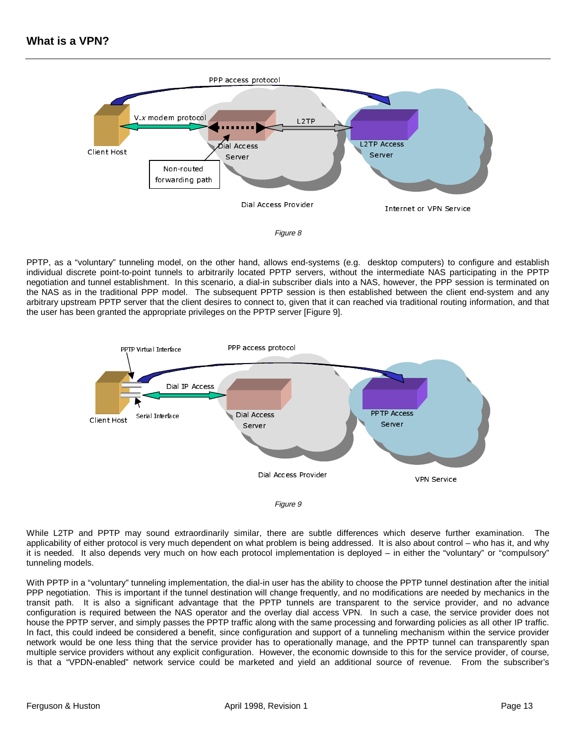Figure 8

PPTP, as a “voluntary” tunneling model, on the other hand, allows end-systems (e.g. desktop computers) to configure and establish individual discrete point-to-point tunnels to arbitrarily located PPTP servers, without the intermediate NAS participating in the PPTP negotiation and tunnel establishment. In this scenario, a dial-in subscriber dials into a NAS, however, the PPP session is terminated on the NAS as in the traditional PPP model. The subsequent PPTP session is then established between the client end-system and any arbitrary upstream PPTP server that the client desires to connect to, given that it can reached via traditional routing information, and that the user has been granted the appropriate privileges on the PPTP server [Figure 9].

Figure 9

While L2TP and PPTP may sound extraordinarily similar, there are subtle differences which deserve further examination. The applicability of either protocol is very much dependent on what problem is being addressed. It is also about control – who has it, and why it is needed. It also depends very much on how each protocol implementation is deployed – in either the “voluntary” or “compulsory” tunneling models.

With PPTP in a “voluntary” tunneling implementation, the dial-in user has the ability to choose the PPTP tunnel destination after the initial PPP negotiation. This is important if the tunnel destination will change frequently, and no modifications are needed by mechanics in the transit path. It is also a significant advantage that the PPTP tunnels are transparent to the service provider, and no advance configuration is required between the NAS operator and the overlay dial access VPN. In such a case, the service provider does not house the PPTP server, and simply passes the PPTP traffic along with the same processing and forwarding policies as all other IP traffic. In fact, this could indeed be considered a benefit, since configuration and support of a tunneling mechanism within the service provider network would be one less thing that the service provider has to operationally manage, and the PPTP tunnel can transparently span multiple service providers without any explicit configuration. However, the economic downside to this for the service provider, of course, is that a “VPDN-enabled” network service could be marketed and yield an additional source of revenue. From the subscriber’s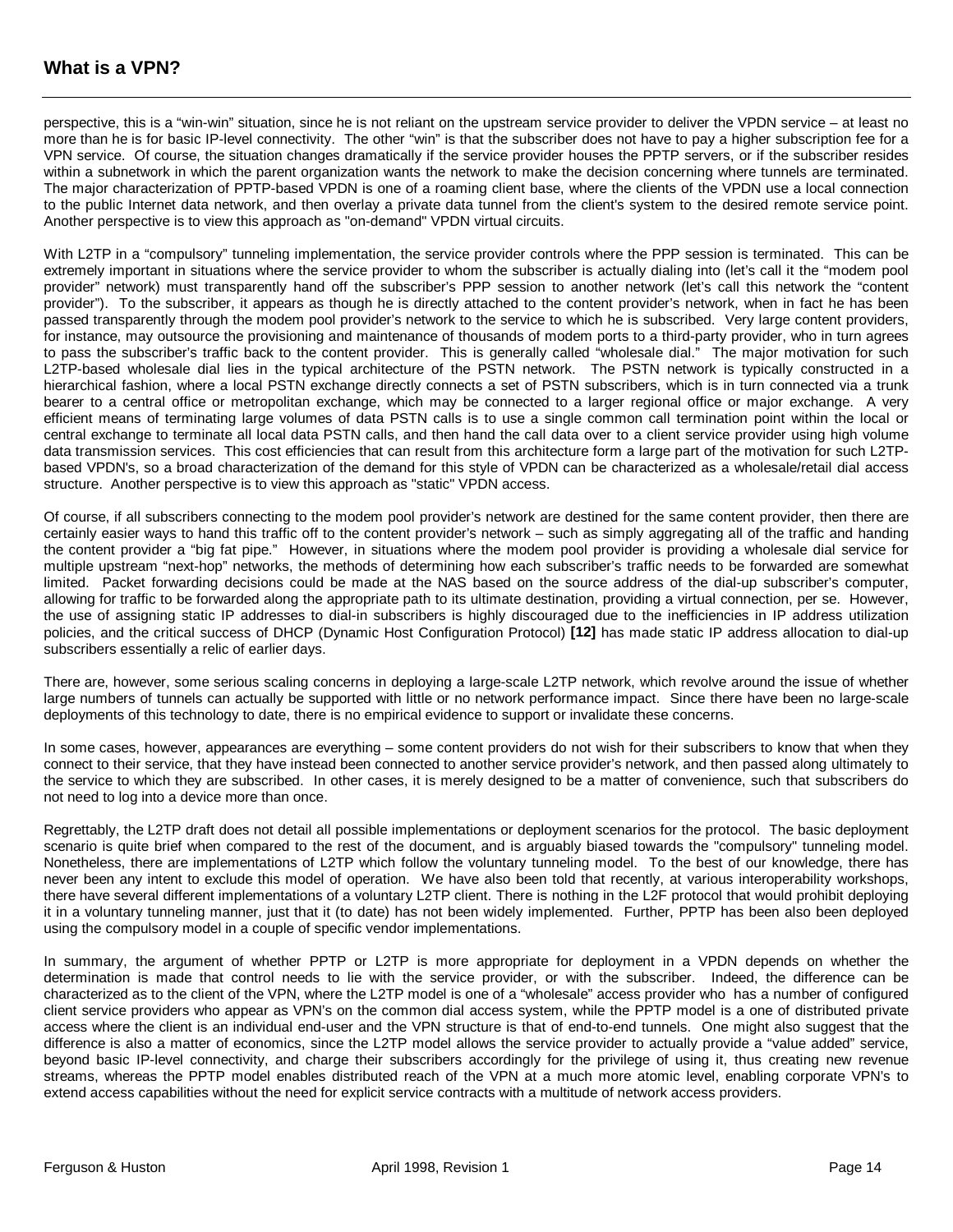perspective, this is a "win-win" situation, since he is not reliant on the upstream service provider to deliver the VPDN service – at least no more than he is for basic IP-level connectivity. The other "win" is that the subscriber does not have to pay a higher subscription fee for a VPN service. Of course, the situation changes dramatically if the service provider houses the PPTP servers, or if the subscriber resides within a subnetwork in which the parent organization wants the network to make the decision concerning where tunnels are terminated. The major characterization of PPTP-based VPDN is one of a roaming client base, where the clients of the VPDN use a local connection to the public Internet data network, and then overlay a private data tunnel from the client's system to the desired remote service point. Another perspective is to view this approach as "on-demand" VPDN virtual circuits.

With L2TP in a "compulsory" tunneling implementation, the service provider controls where the PPP session is terminated. This can be extremely important in situations where the service provider to whom the subscriber is actually dialing into (let's call it the "modem pool provider" network) must transparently hand off the subscriber's PPP session to another network (let's call this network the "content provider"). To the subscriber, it appears as though he is directly attached to the content provider's network, when in fact he has been passed transparently through the modem pool provider's network to the service to which he is subscribed. Very large content providers, for instance, may outsource the provisioning and maintenance of thousands of modem ports to a third-party provider, who in turn agrees to pass the subscriber's traffic back to the content provider. This is generally called "wholesale dial." The major motivation for such L2TP-based wholesale dial lies in the typical architecture of the PSTN network. The PSTN network is typically constructed in a hierarchical fashion, where a local PSTN exchange directly connects a set of PSTN subscribers, which is in turn connected via a trunk bearer to a central office or metropolitan exchange, which may be connected to a larger regional office or major exchange. A very efficient means of terminating large volumes of data PSTN calls is to use a single common call termination point within the local or central exchange to terminate all local data PSTN calls, and then hand the call data over to a client service provider using high volume data transmission services. This cost efficiencies that can result from this architecture form a large part of the motivation for such L2TP-based VPDN's, so a broad characterization of the demand for this style of VPDN can be characterized as a wholesale/retail dial access structure. Another perspective is to view this approach as "static" VPDN access.

Of course, if all subscribers connecting to the modem pool provider's network are destined for the same content provider, then there are certainly easier ways to hand this traffic off to the content provider's network – such as simply aggregating all of the traffic and handing the content provider a "big fat pipe." However, in situations where the modem pool provider is providing a wholesale dial service for multiple upstream "next-hop" networks, the methods of determining how each subscriber's traffic needs to be forwarded are somewhat limited. Packet forwarding decisions could be made at the NAS based on the source address of the dial-up subscriber's computer, allowing for traffic to be forwarded along the appropriate path to its ultimate destination, providing a virtual connection, per se. However, the use of assigning static IP addresses to dial-in subscribers is highly discouraged due to the inefficiencies in IP address utilization policies, and the critical success of DHCP (Dynamic Host Configuration Protocol) **[12]** has made static IP address allocation to dial-up subscribers essentially a relic of earlier days.

There are, however, some serious scaling concerns in deploying a large-scale L2TP network, which revolve around the issue of whether large numbers of tunnels can actually be supported with little or no network performance impact. Since there have been no large-scale deployments of this technology to date, there is no empirical evidence to support or invalidate these concerns.

In some cases, however, appearances are everything – some content providers do not wish for their subscribers to know that when they connect to their service, that they have instead been connected to another service provider's network, and then passed along ultimately to the service to which they are subscribed. In other cases, it is merely designed to be a matter of convenience, such that subscribers do not need to log into a device more than once.

Regrettably, the L2TP draft does not detail all possible implementations or deployment scenarios for the protocol. The basic deployment scenario is quite brief when compared to the rest of the document, and is arguably biased towards the "compulsory" tunneling model. Nonetheless, there are implementations of L2TP which follow the voluntary tunneling model. To the best of our knowledge, there has never been any intent to exclude this model of operation. We have also been told that recently, at various interoperability workshops, there have several different implementations of a voluntary L2TP client. There is nothing in the L2F protocol that would prohibit deploying it in a voluntary tunneling manner, just that it (to date) has not been widely implemented. Further, PPTP has been also been deployed using the compulsory model in a couple of specific vendor implementations.

In summary, the argument of whether PPTP or L2TP is more appropriate for deployment in a VPDN depends on whether the determination is made that control needs to lie with the service provider, or with the subscriber. Indeed, the difference can be characterized as to the client of the VPN, where the L2TP model is one of a "wholesale" access provider who has a number of configured client service providers who appear as VPN's on the common dial access system, while the PPTP model is a one of distributed private access where the client is an individual end-user and the VPN structure is that of end-to-end tunnels. One might also suggest that the difference is also a matter of economics, since the L2TP model allows the service provider to actually provide a "value added" service, beyond basic IP-level connectivity, and charge their subscribers accordingly for the privilege of using it, thus creating new revenue streams, whereas the PPTP model enables distributed reach of the VPN at a much more atomic level, enabling corporate VPN's to extend access capabilities without the need for explicit service contracts with a multitude of network access providers.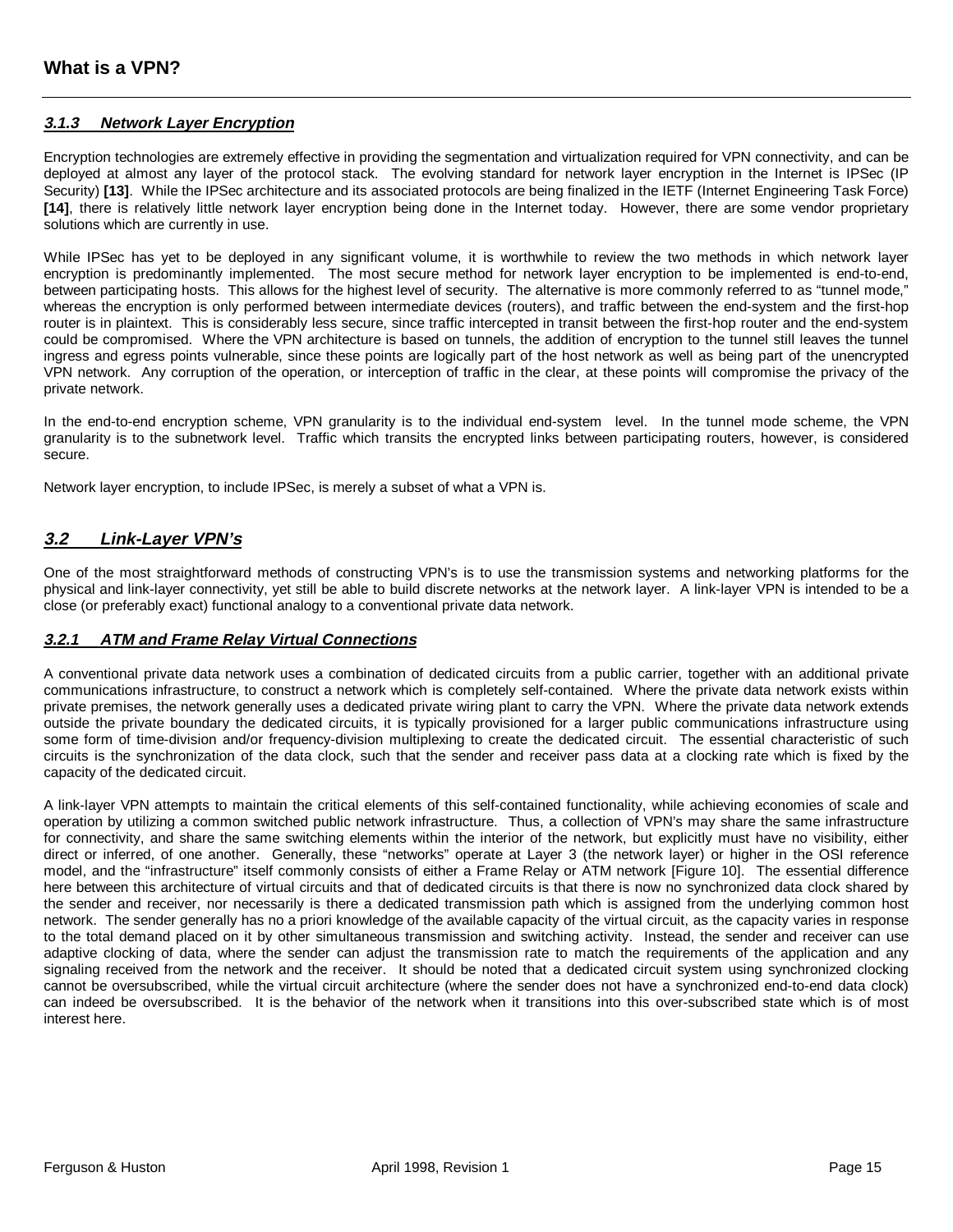### *3.1.3 Network Layer Encryption*

Encryption technologies are extremely effective in providing the segmentation and virtualization required for VPN connectivity, and can be deployed at almost any layer of the protocol stack. The evolving standard for network layer encryption in the Internet is IPSec (IP Security) **[13]**. While the IPSec architecture and its associated protocols are being finalized in the IETF (Internet Engineering Task Force) **[14]**, there is relatively little network layer encryption being done in the Internet today. However, there are some vendor proprietary solutions which are currently in use.

While IPSec has yet to be deployed in any significant volume, it is worthwhile to review the two methods in which network layer encryption is predominantly implemented. The most secure method for network layer encryption to be implemented is end-to-end, between participating hosts. This allows for the highest level of security. The alternative is more commonly referred to as "tunnel mode," whereas the encryption is only performed between intermediate devices (routers), and traffic between the end-system and the first-hop router is in plaintext. This is considerably less secure, since traffic intercepted in transit between the first-hop router and the end-system could be compromised. Where the VPN architecture is based on tunnels, the addition of encryption to the tunnel still leaves the tunnel ingress and egress points vulnerable, since these points are logically part of the host network as well as being part of the unencrypted VPN network. Any corruption of the operation, or interception of traffic in the clear, at these points will compromise the privacy of the private network.

In the end-to-end encryption scheme, VPN granularity is to the individual end-system level. In the tunnel mode scheme, the VPN granularity is to the subnetwork level. Traffic which transits the encrypted links between participating routers, however, is considered secure.

Network layer encryption, to include IPSec, is merely a subset of what a VPN is.

## *3.2 Link-Layer VPN's*

One of the most straightforward methods of constructing VPN's is to use the transmission systems and networking platforms for the physical and link-layer connectivity, yet still be able to build discrete networks at the network layer. A link-layer VPN is intended to be a close (or preferably exact) functional analogy to a conventional private data network.

### *3.2.1 ATM and Frame Relay Virtual Connections*

A conventional private data network uses a combination of dedicated circuits from a public carrier, together with an additional private communications infrastructure, to construct a network which is completely self-contained. Where the private data network exists within private premises, the network generally uses a dedicated private wiring plant to carry the VPN. Where the private data network extends outside the private boundary the dedicated circuits, it is typically provisioned for a larger public communications infrastructure using some form of time-division and/or frequency-division multiplexing to create the dedicated circuit. The essential characteristic of such circuits is the synchronization of the data clock, such that the sender and receiver pass data at a clocking rate which is fixed by the capacity of the dedicated circuit.

A link-layer VPN attempts to maintain the critical elements of this self-contained functionality, while achieving economies of scale and operation by utilizing a common switched public network infrastructure. Thus, a collection of VPN's may share the same infrastructure for connectivity, and share the same switching elements within the interior of the network, but explicitly must have no visibility, either direct or inferred, of one another. Generally, these "networks" operate at Layer 3 (the network layer) or higher in the OSI reference model, and the "infrastructure" itself commonly consists of either a Frame Relay or ATM network [Figure 10]. The essential difference here between this architecture of virtual circuits and that of dedicated circuits is that there is now no synchronized data clock shared by the sender and receiver, nor necessarily is there a dedicated transmission path which is assigned from the underlying common host network. The sender generally has no a priori knowledge of the available capacity of the virtual circuit, as the capacity varies in response to the total demand placed on it by other simultaneous transmission and switching activity. Instead, the sender and receiver can use adaptive clocking of data, where the sender can adjust the transmission rate to match the requirements of the application and any signaling received from the network and the receiver. It should be noted that a dedicated circuit system using synchronized clocking cannot be oversubscribed, while the virtual circuit architecture (where the sender does not have a synchronized end-to-end data clock) can indeed be oversubscribed. It is the behavior of the network when it transitions into this over-subscribed state which is of most interest here.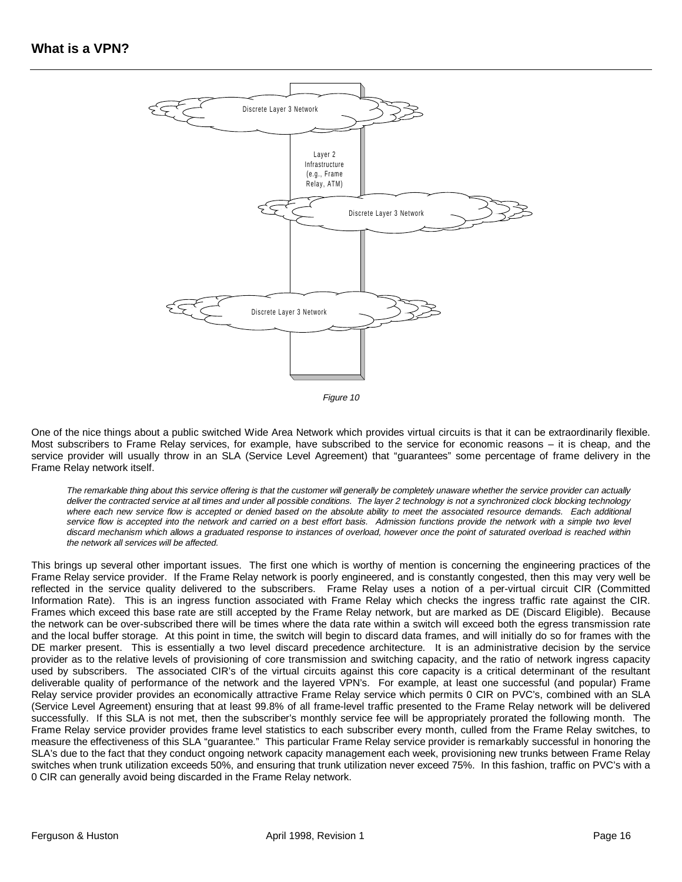## What is a VPN?

Discrete Layer 3 Network

Layer 2 Infrastructure (e.g., Frame Relay, ATM)

Discrete Layer 3 Network

Discrete Layer 3 Network

*Figure 10*

One of the nice things about a public switched Wide Area Network which provides virtual circuits is that it can be extraordinarily flexible. Most subscribers to Frame Relay services, for example, have subscribed to the service for economic reasons – it is cheap, and the service provider will usually throw in an SLA (Service Level Agreement) that "guarantees" some percentage of frame delivery in the Frame Relay network itself.

*The remarkable thing about this service offering is that the customer will generally be completely unaware whether the service provider can actually deliver the contracted service at all times and under all possible conditions. The layer 2 technology is not a synchronized clock blocking technology where each new service flow is accepted or denied based on the absolute ability to meet the associated resource demands. Each additional service flow is accepted into the network and carried on a best effort basis. Admission functions provide the network with a simple two level discard mechanism which allows a graduated response to instances of overload, however once the point of saturated overload is reached within the network all services will be affected.*

This brings up several other important issues. The first one which is worthy of mention is concerning the engineering practices of the Frame Relay service provider. If the Frame Relay network is poorly engineered, and is constantly congested, then this may very well be reflected in the service quality delivered to the subscribers. Frame Relay uses a notion of a per-virtual circuit CIR (Committed Information Rate). This is an ingress function associated with Frame Relay which checks the ingress traffic rate against the CIR. Frames which exceed this base rate are still accepted by the Frame Relay network, but are marked as DE (Discard Eligible). Because the network can be over-subscribed there will be times where the data rate within a switch will exceed both the egress transmission rate and the local buffer storage. At this point in time, the switch will begin to discard data frames, and will initially do so for frames with the DE marker present. This is essentially a two level discard precedence architecture. It is an administrative decision by the service provider as to the relative levels of provisioning of core transmission and switching capacity, and the ratio of network ingress capacity used by subscribers. The associated CIR's of the virtual circuits against this core capacity is a critical determinant of the resultant deliverable quality of performance of the network and the layered VPN's. For example, at least one successful (and popular) Frame Relay service provider provides an economically attractive Frame Relay service which permits 0 CIR on PVC's, combined with an SLA (Service Level Agreement) ensuring that at least 99.8% of all frame-level traffic presented to the Frame Relay network will be delivered successfully. If this SLA is not met, then the subscriber's monthly service fee will be appropriately prorated the following month. The Frame Relay service provider provides frame level statistics to each subscriber every month, culled from the Frame Relay switches, to measure the effectiveness of this SLA "guarantee." This particular Frame Relay service provider is remarkably successful in honoring the SLA's due to the fact that they conduct ongoing network capacity management each week, provisioning new trunks between Frame Relay switches when trunk utilization exceeds 50%, and ensuring that trunk utilization never exceed 75%. In this fashion, traffic on PVC's with a 0 CIR can generally avoid being discarded in the Frame Relay network.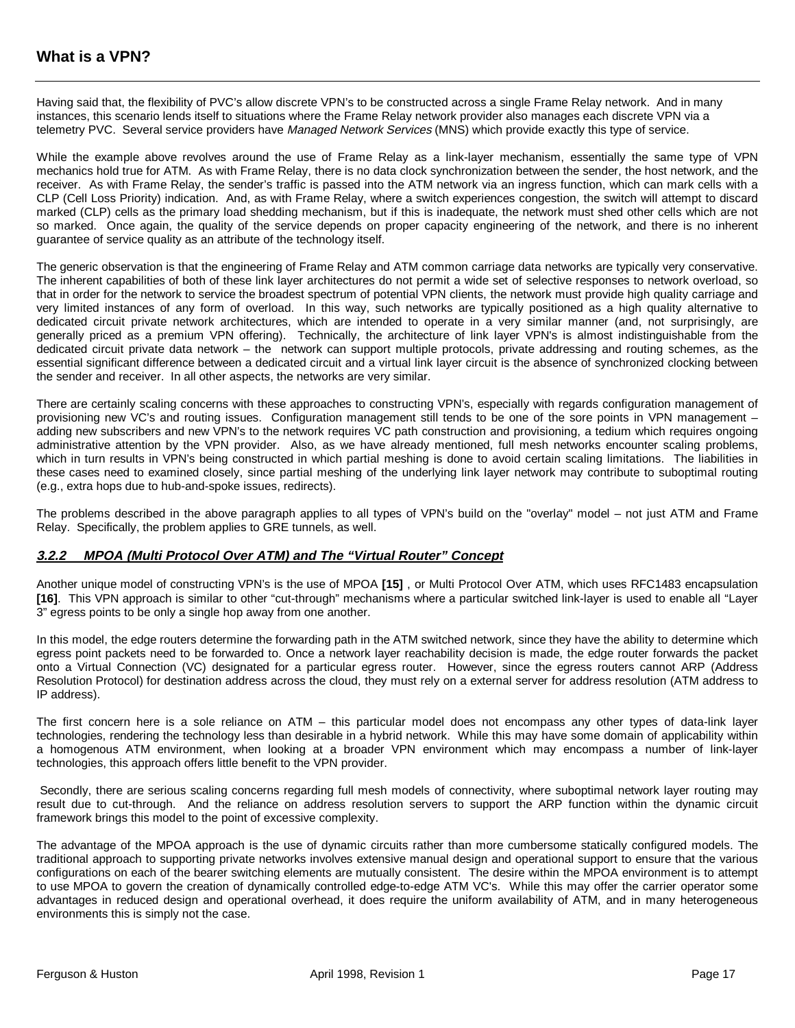Having said that, the flexibility of PVC's allow discrete VPN's to be constructed across a single Frame Relay network. And in many instances, this scenario lends itself to situations where the Frame Relay network provider also manages each discrete VPN via a telemetry PVC. Several service providers have *Managed Network Services* (MNS) which provide exactly this type of service.

While the example above revolves around the use of Frame Relay as a link-layer mechanism, essentially the same type of VPN mechanics hold true for ATM. As with Frame Relay, there is no data clock synchronization between the sender, the host network, and the receiver. As with Frame Relay, the sender's traffic is passed into the ATM network via an ingress function, which can mark cells with a CLP (Cell Loss Priority) indication. And, as with Frame Relay, where a switch experiences congestion, the switch will attempt to discard marked (CLP) cells as the primary load shedding mechanism, but if this is inadequate, the network must shed other cells which are not so marked. Once again, the quality of the service depends on proper capacity engineering of the network, and there is no inherent guarantee of service quality as an attribute of the technology itself.

The generic observation is that the engineering of Frame Relay and ATM common carriage data networks are typically very conservative. The inherent capabilities of both of these link layer architectures do not permit a wide set of selective responses to network overload, so that in order for the network to service the broadest spectrum of potential VPN clients, the network must provide high quality carriage and very limited instances of any form of overload. In this way, such networks are typically positioned as a high quality alternative to dedicated circuit private network architectures, which are intended to operate in a very similar manner (and, not surprisingly, are generally priced as a premium VPN offering). Technically, the architecture of link layer VPN's is almost indistinguishable from the dedicated circuit private data network – the network can support multiple protocols, private addressing and routing schemes, as the essential significant difference between a dedicated circuit and a virtual link layer circuit is the absence of synchronized clocking between the sender and receiver. In all other aspects, the networks are very similar.

There are certainly scaling concerns with these approaches to constructing VPN's, especially with regards configuration management of provisioning new VC's and routing issues. Configuration management still tends to be one of the sore points in VPN management – adding new subscribers and new VPN's to the network requires VC path construction and provisioning, a tedium which requires ongoing administrative attention by the VPN provider. Also, as we have already mentioned, full mesh networks encounter scaling problems, which in turn results in VPN's being constructed in which partial meshing is done to avoid certain scaling limitations. The liabilities in these cases need to examined closely, since partial meshing of the underlying link layer network may contribute to suboptimal routing (e.g., extra hops due to hub-and-spoke issues, redirects).

The problems described in the above paragraph applies to all types of VPN's build on the "overlay" model – not just ATM and Frame Relay. Specifically, the problem applies to GRE tunnels, as well.

#### ***3.2.2 MPOA (Multi Protocol Over ATM) and The "Virtual Router" Concept***

Another unique model of constructing VPN's is the use of MPOA **[15]** , or Multi Protocol Over ATM, which uses RFC1483 encapsulation **[16]**. This VPN approach is similar to other "cut-through" mechanisms where a particular switched link-layer is used to enable all "Layer 3" egress points to be only a single hop away from one another.

In this model, the edge routers determine the forwarding path in the ATM switched network, since they have the ability to determine which egress point packets need to be forwarded to. Once a network layer reachability decision is made, the edge router forwards the packet onto a Virtual Connection (VC) designated for a particular egress router. However, since the egress routers cannot ARP (Address Resolution Protocol) for destination address across the cloud, they must rely on a external server for address resolution (ATM address to IP address).

The first concern here is a sole reliance on ATM – this particular model does not encompass any other types of data-link layer technologies, rendering the technology less than desirable in a hybrid network. While this may have some domain of applicability within a homogenous ATM environment, when looking at a broader VPN environment which may encompass a number of link-layer technologies, this approach offers little benefit to the VPN provider.

Secondly, there are serious scaling concerns regarding full mesh models of connectivity, where suboptimal network layer routing may result due to cut-through. And the reliance on address resolution servers to support the ARP function within the dynamic circuit framework brings this model to the point of excessive complexity.

The advantage of the MPOA approach is the use of dynamic circuits rather than more cumbersome statically configured models. The traditional approach to supporting private networks involves extensive manual design and operational support to ensure that the various configurations on each of the bearer switching elements are mutually consistent. The desire within the MPOA environment is to attempt to use MPOA to govern the creation of dynamically controlled edge-to-edge ATM VC's. While this may offer the carrier operator some advantages in reduced design and operational overhead, it does require the uniform availability of ATM, and in many heterogeneous environments this is simply not the case.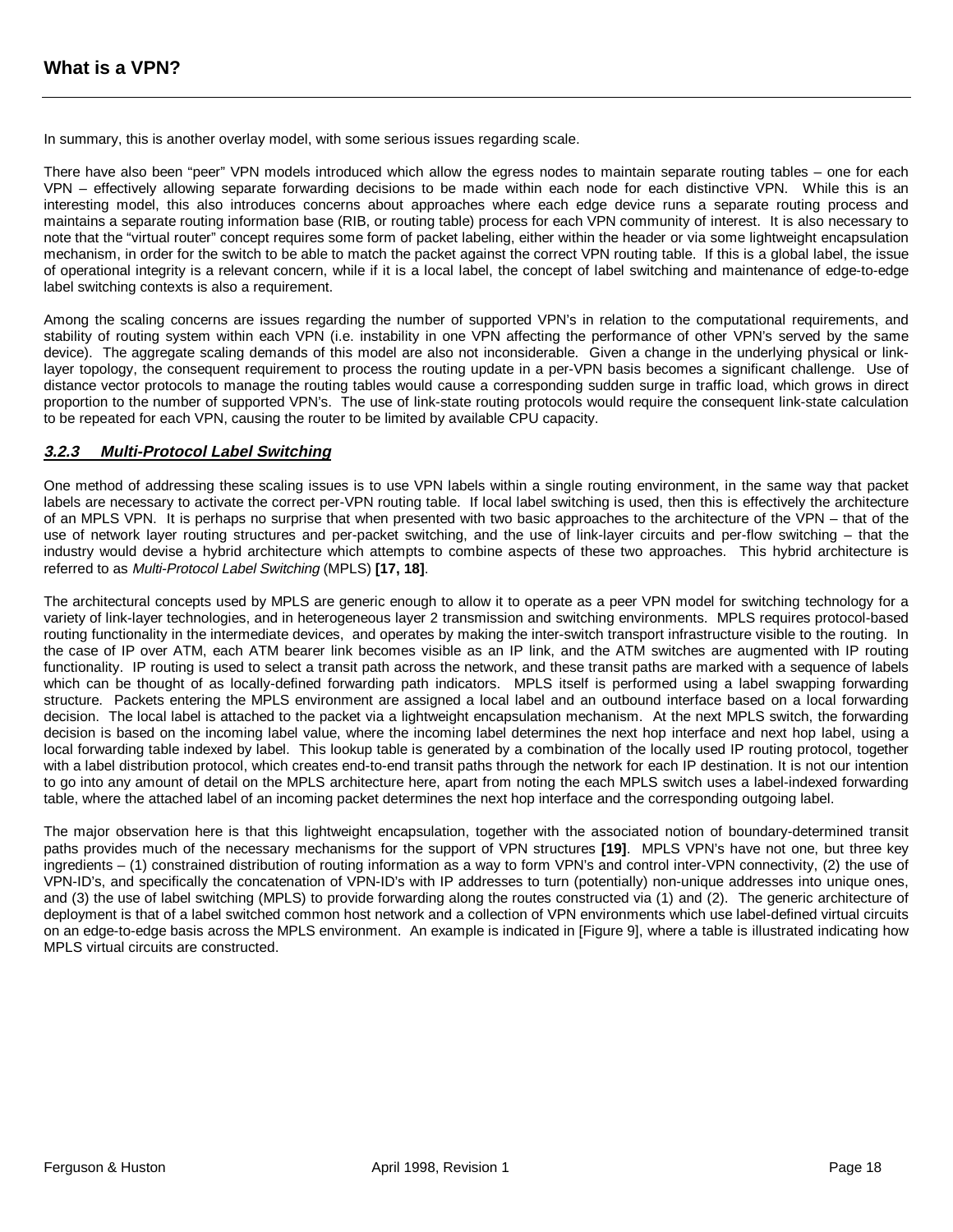In summary, this is another overlay model, with some serious issues regarding scale.

There have also been "peer" VPN models introduced which allow the egress nodes to maintain separate routing tables – one for each VPN – effectively allowing separate forwarding decisions to be made within each node for each distinctive VPN. While this is an interesting model, this also introduces concerns about approaches where each edge device runs a separate routing process and maintains a separate routing information base (RIB, or routing table) process for each VPN community of interest. It is also necessary to note that the "virtual router" concept requires some form of packet labeling, either within the header or via some lightweight encapsulation mechanism, in order for the switch to be able to match the packet against the correct VPN routing table. If this is a global label, the issue of operational integrity is a relevant concern, while if it is a local label, the concept of label switching and maintenance of edge-to-edge label switching contexts is also a requirement.

Among the scaling concerns are issues regarding the number of supported VPN's in relation to the computational requirements, and stability of routing system within each VPN (i.e. instability in one VPN affecting the performance of other VPN's served by the same device). The aggregate scaling demands of this model are also not inconsiderable. Given a change in the underlying physical or link-layer topology, the consequent requirement to process the routing update in a per-VPN basis becomes a significant challenge. Use of distance vector protocols to manage the routing tables would cause a corresponding sudden surge in traffic load, which grows in direct proportion to the number of supported VPN's. The use of link-state routing protocols would require the consequent link-state calculation to be repeated for each VPN, causing the router to be limited by available CPU capacity.

### ***3.2.3 Multi-Protocol Label Switching***

One method of addressing these scaling issues is to use VPN labels within a single routing environment, in the same way that packet labels are necessary to activate the correct per-VPN routing table. If local label switching is used, then this is effectively the architecture of an MPLS VPN. It is perhaps no surprise that when presented with two basic approaches to the architecture of the VPN – that of the use of network layer routing structures and per-packet switching, and the use of link-layer circuits and per-flow switching – that the industry would devise a hybrid architecture which attempts to combine aspects of these two approaches. This hybrid architecture is referred to as *Multi-Protocol Label Switching* (MPLS) **[17, 18]**.

The architectural concepts used by MPLS are generic enough to allow it to operate as a peer VPN model for switching technology for a variety of link-layer technologies, and in heterogeneous layer 2 transmission and switching environments. MPLS requires protocol-based routing functionality in the intermediate devices, and operates by making the inter-switch transport infrastructure visible to the routing. In the case of IP over ATM, each ATM bearer link becomes visible as an IP link, and the ATM switches are augmented with IP routing functionality. IP routing is used to select a transit path across the network, and these transit paths are marked with a sequence of labels which can be thought of as locally-defined forwarding path indicators. MPLS itself is performed using a label swapping forwarding structure. Packets entering the MPLS environment are assigned a local label and an outbound interface based on a local forwarding decision. The local label is attached to the packet via a lightweight encapsulation mechanism. At the next MPLS switch, the forwarding decision is based on the incoming label value, where the incoming label determines the next hop interface and next hop label, using a local forwarding table indexed by label. This lookup table is generated by a combination of the locally used IP routing protocol, together with a label distribution protocol, which creates end-to-end transit paths through the network for each IP destination. It is not our intention to go into any amount of detail on the MPLS architecture here, apart from noting the each MPLS switch uses a label-indexed forwarding table, where the attached label of an incoming packet determines the next hop interface and the corresponding outgoing label.

The major observation here is that this lightweight encapsulation, together with the associated notion of boundary-determined transit paths provides much of the necessary mechanisms for the support of VPN structures **[19]**. MPLS VPN's have not one, but three key ingredients – (1) constrained distribution of routing information as a way to form VPN's and control inter-VPN connectivity, (2) the use of VPN-ID's, and specifically the concatenation of VPN-ID's with IP addresses to turn (potentially) non-unique addresses into unique ones, and (3) the use of label switching (MPLS) to provide forwarding along the routes constructed via (1) and (2). The generic architecture of deployment is that of a label switched common host network and a collection of VPN environments which use label-defined virtual circuits on an edge-to-edge basis across the MPLS environment. An example is indicated in [Figure 9], where a table is illustrated indicating how MPLS virtual circuits are constructed.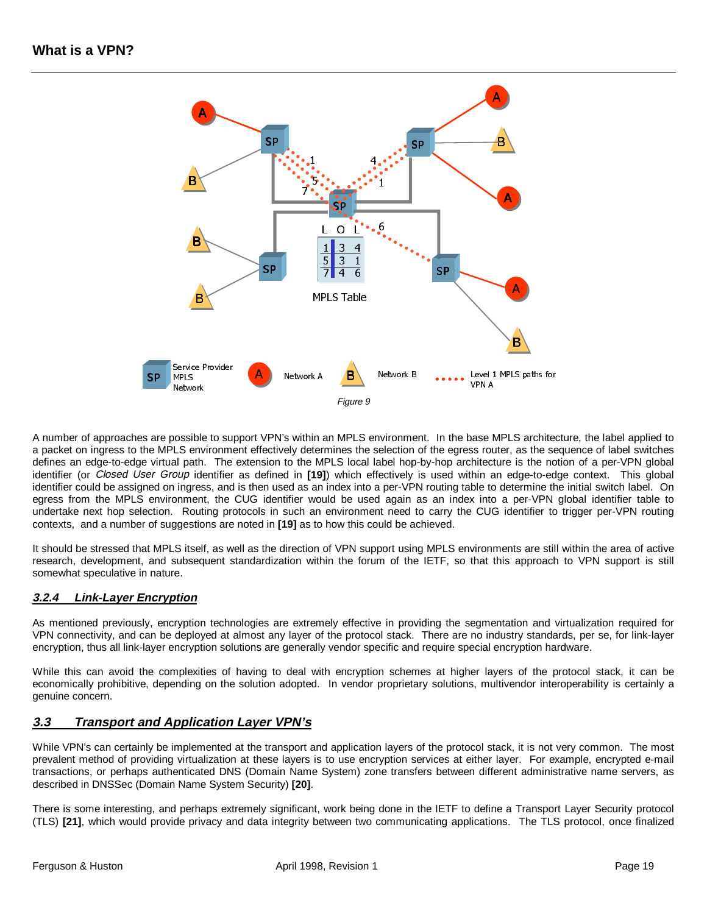Figure 9

A number of approaches are possible to support VPN's within an MPLS environment. In the base MPLS architecture, the label applied to a packet on ingress to the MPLS environment effectively determines the selection of the egress router, as the sequence of label switches defines an edge-to-edge virtual path. The extension to the MPLS local label hop-by-hop architecture is the notion of a per-VPN global identifier (or *Closed User Group* identifier as defined in **[19]**) which effectively is used within an edge-to-edge context. This global identifier could be assigned on ingress, and is then used as an index into a per-VPN routing table to determine the initial switch label. On egress from the MPLS environment, the CUG identifier would be used again as an index into a per-VPN global identifier table to undertake next hop selection. Routing protocols in such an environment need to carry the CUG identifier to trigger per-VPN routing contexts, and a number of suggestions are noted in **[19]** as to how this could be achieved.

It should be stressed that MPLS itself, as well as the direction of VPN support using MPLS environments are still within the area of active research, development, and subsequent standardization within the forum of the IETF, so that this approach to VPN support is still somewhat speculative in nature.

### 3.2.4 Link-Layer Encryption

As mentioned previously, encryption technologies are extremely effective in providing the segmentation and virtualization required for VPN connectivity, and can be deployed at almost any layer of the protocol stack. There are no industry standards, per se, for link-layer encryption, thus all link-layer encryption solutions are generally vendor specific and require special encryption hardware.

While this can avoid the complexities of having to deal with encryption schemes at higher layers of the protocol stack, it can be economically prohibitive, depending on the solution adopted. In vendor proprietary solutions, multivendor interoperability is certainly a genuine concern.

## 3.3 Transport and Application Layer VPN's

While VPN's can certainly be implemented at the transport and application layers of the protocol stack, it is not very common. The most prevalent method of providing virtualization at these layers is to use encryption services at either layer. For example, encrypted e-mail transactions, or perhaps authenticated DNS (Domain Name System) zone transfers between different administrative name servers, as described in DNSSec (Domain Name System Security) **[20]**.

There is some interesting, and perhaps extremely significant, work being done in the IETF to define a Transport Layer Security protocol (TLS) **[21]**, which would provide privacy and data integrity between two communicating applications. The TLS protocol, once finalized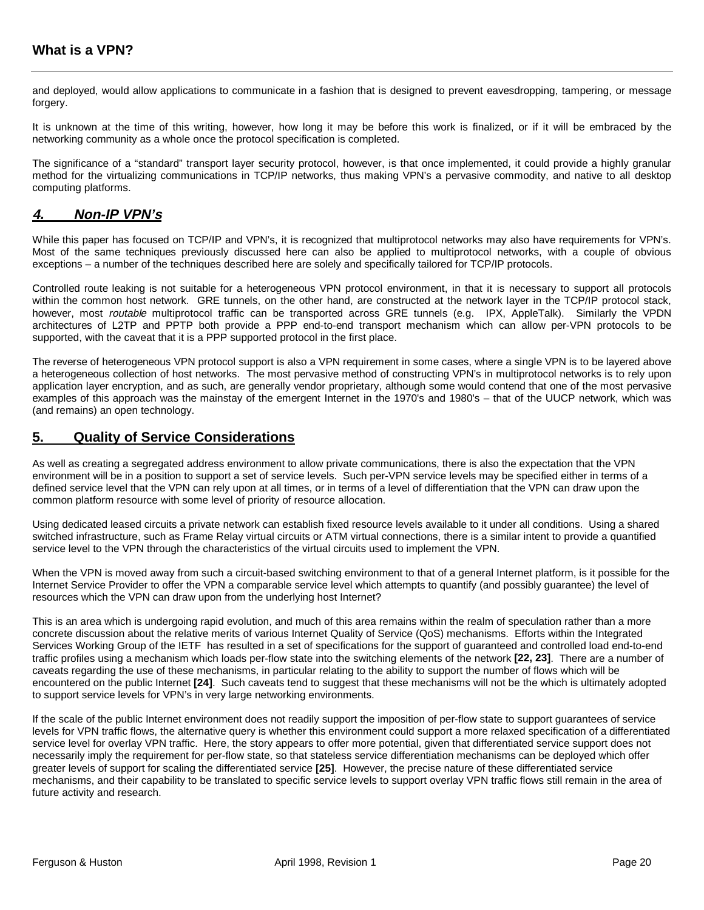and deployed, would allow applications to communicate in a fashion that is designed to prevent eavesdropping, tampering, or message forgery.

It is unknown at the time of this writing, however, how long it may be before this work is finalized, or if it will be embraced by the networking community as a whole once the protocol specification is completed.

The significance of a "standard" transport layer security protocol, however, is that once implemented, it could provide a highly granular method for the virtualizing communications in TCP/IP networks, thus making VPN's a pervasive commodity, and native to all desktop computing platforms.

## *4. Non-IP VPN's*

While this paper has focused on TCP/IP and VPN's, it is recognized that multiprotocol networks may also have requirements for VPN's. Most of the same techniques previously discussed here can also be applied to multiprotocol networks, with a couple of obvious exceptions – a number of the techniques described here are solely and specifically tailored for TCP/IP protocols.

Controlled route leaking is not suitable for a heterogeneous VPN protocol environment, in that it is necessary to support all protocols within the common host network. GRE tunnels, on the other hand, are constructed at the network layer in the TCP/IP protocol stack, however, most *routable* multiprotocol traffic can be transported across GRE tunnels (e.g. IPX, AppleTalk). Similarly the VPDN architectures of L2TP and PPTP both provide a PPP end-to-end transport mechanism which can allow per-VPN protocols to be supported, with the caveat that it is a PPP supported protocol in the first place.

The reverse of heterogeneous VPN protocol support is also a VPN requirement in some cases, where a single VPN is to be layered above a heterogeneous collection of host networks. The most pervasive method of constructing VPN's in multiprotocol networks is to rely upon application layer encryption, and as such, are generally vendor proprietary, although some would contend that one of the most pervasive examples of this approach was the mainstay of the emergent Internet in the 1970's and 1980's – that of the UUCP network, which was (and remains) an open technology.

## 5. Quality of Service Considerations

As well as creating a segregated address environment to allow private communications, there is also the expectation that the VPN environment will be in a position to support a set of service levels. Such per-VPN service levels may be specified either in terms of a defined service level that the VPN can rely upon at all times, or in terms of a level of differentiation that the VPN can draw upon the common platform resource with some level of priority of resource allocation.

Using dedicated leased circuits a private network can establish fixed resource levels available to it under all conditions. Using a shared switched infrastructure, such as Frame Relay virtual circuits or ATM virtual connections, there is a similar intent to provide a quantified service level to the VPN through the characteristics of the virtual circuits used to implement the VPN.

When the VPN is moved away from such a circuit-based switching environment to that of a general Internet platform, is it possible for the Internet Service Provider to offer the VPN a comparable service level which attempts to quantify (and possibly guarantee) the level of resources which the VPN can draw upon from the underlying host Internet?

This is an area which is undergoing rapid evolution, and much of this area remains within the realm of speculation rather than a more concrete discussion about the relative merits of various Internet Quality of Service (QoS) mechanisms. Efforts within the Integrated Services Working Group of the IETF has resulted in a set of specifications for the support of guaranteed and controlled load end-to-end traffic profiles using a mechanism which loads per-flow state into the switching elements of the network **[22, 23]**. There are a number of caveats regarding the use of these mechanisms, in particular relating to the ability to support the number of flows which will be encountered on the public Internet **[24]**. Such caveats tend to suggest that these mechanisms will not be the which is ultimately adopted to support service levels for VPN's in very large networking environments.

If the scale of the public Internet environment does not readily support the imposition of per-flow state to support guarantees of service levels for VPN traffic flows, the alternative query is whether this environment could support a more relaxed specification of a differentiated service level for overlay VPN traffic. Here, the story appears to offer more potential, given that differentiated service support does not necessarily imply the requirement for per-flow state, so that stateless service differentiation mechanisms can be deployed which offer greater levels of support for scaling the differentiated service **[25]**. However, the precise nature of these differentiated service mechanisms, and their capability to be translated to specific service levels to support overlay VPN traffic flows still remain in the area of future activity and research.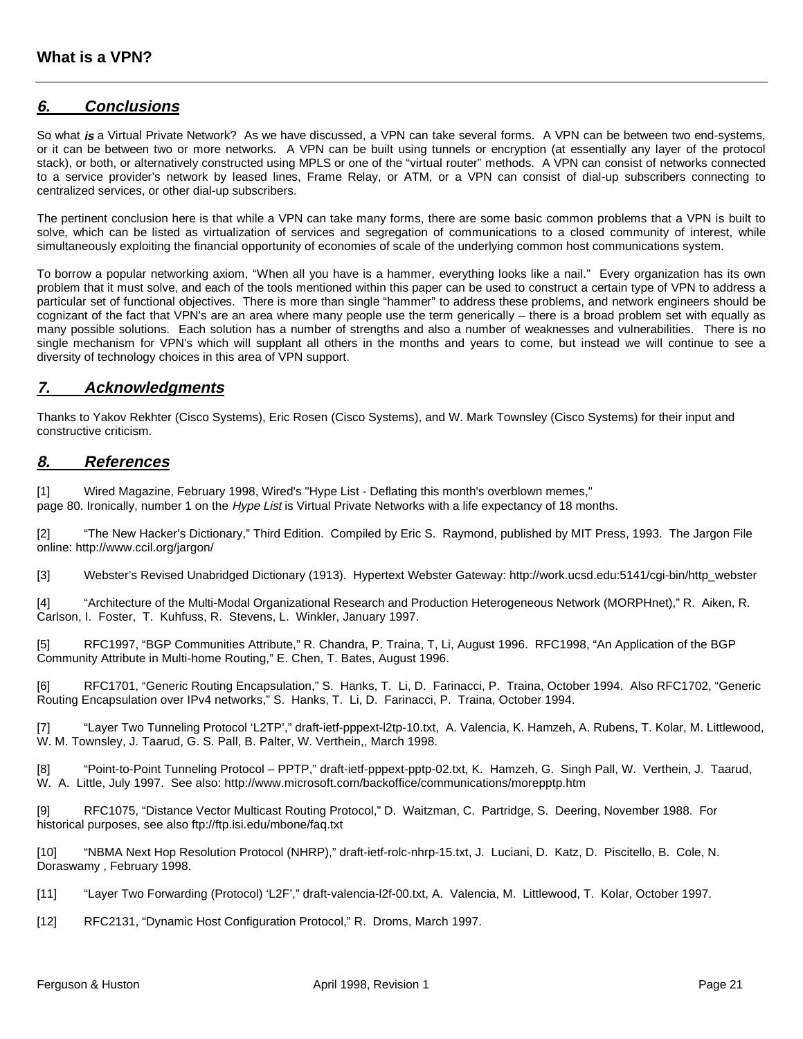## *6. Conclusions*

So what ***is*** a Virtual Private Network? As we have discussed, a VPN can take several forms. A VPN can be between two end-systems, or it can be between two or more networks. A VPN can be built using tunnels or encryption (at essentially any layer of the protocol stack), or both, or alternatively constructed using MPLS or one of the "virtual router" methods. A VPN can consist of networks connected to a service provider's network by leased lines, Frame Relay, or ATM, or a VPN can consist of dial-up subscribers connecting to centralized services, or other dial-up subscribers.

The pertinent conclusion here is that while a VPN can take many forms, there are some basic common problems that a VPN is built to solve, which can be listed as virtualization of services and segregation of communications to a closed community of interest, while simultaneously exploiting the financial opportunity of economies of scale of the underlying common host communications system.

To borrow a popular networking axiom, "When all you have is a hammer, everything looks like a nail." Every organization has its own problem that it must solve, and each of the tools mentioned within this paper can be used to construct a certain type of VPN to address a particular set of functional objectives. There is more than single "hammer" to address these problems, and network engineers should be cognizant of the fact that VPN's are an area where many people use the term generically – there is a broad problem set with equally as many possible solutions. Each solution has a number of strengths and also a number of weaknesses and vulnerabilities. There is no single mechanism for VPN's which will supplant all others in the months and years to come, but instead we will continue to see a diversity of technology choices in this area of VPN support.

## *7. Acknowledgments*

Thanks to Yakov Rekhter (Cisco Systems), Eric Rosen (Cisco Systems), and W. Mark Townsley (Cisco Systems) for their input and constructive criticism.

## *8. References*

[1] Wired Magazine, February 1998, Wired's "Hype List - Deflating this month's overblown memes," page 80. Ironically, number 1 on the *Hype List* is Virtual Private Networks with a life expectancy of 18 months.

[2] "The New Hacker's Dictionary," Third Edition. Compiled by Eric S. Raymond, published by MIT Press, 1993. The Jargon File online: http://www.ccil.org/jargon/

[3] Webster's Revised Unabridged Dictionary (1913). Hypertext Webster Gateway: http://work.ucsd.edu:5141/cgi-bin/http_webster

[4] "Architecture of the Multi-Modal Organizational Research and Production Heterogeneous Network (MORPHnet)," R. Aiken, R. Carlson, I. Foster, T. Kuhfuss, R. Stevens, L. Winkler, January 1997.

[5] RFC1997, "BGP Communities Attribute," R. Chandra, P. Traina, T, Li, August 1996. RFC1998, "An Application of the BGP Community Attribute in Multi-home Routing," E. Chen, T. Bates, August 1996.

[6] RFC1701, "Generic Routing Encapsulation," S. Hanks, T. Li, D. Farinacci, P. Traina, October 1994. Also RFC1702, "Generic Routing Encapsulation over IPv4 networks," S. Hanks, T. Li, D. Farinacci, P. Traina, October 1994.

[7] "Layer Two Tunneling Protocol 'L2TP'," draft-ietf-pppext-l2tp-10.txt, A. Valencia, K. Hamzeh, A. Rubens, T. Kolar, M. Littlewood, W. M. Townsley, J. Taarud, G. S. Pall, B. Palter, W. Verthein,, March 1998.

[8] "Point-to-Point Tunneling Protocol – PPTP," draft-ietf-pppext-pptp-02.txt, K. Hamzeh, G. Singh Pall, W. Verthein, J. Taarud, W. A. Little, July 1997. See also: http://www.microsoft.com/backoffice/communications/morepptp.htm

[9] RFC1075, "Distance Vector Multicast Routing Protocol," D. Waitzman, C. Partridge, S. Deering, November 1988. For historical purposes, see also ftp://ftp.isi.edu/mbone/faq.txt

[10] "NBMA Next Hop Resolution Protocol (NHRP)," draft-ietf-rolc-nhrp-15.txt, J. Luciani, D. Katz, D. Piscitello, B. Cole, N. Doraswamy , February 1998.

[11] "Layer Two Forwarding (Protocol) 'L2F'," draft-valencia-l2f-00.txt, A. Valencia, M. Littlewood, T. Kolar, October 1997.

[12] RFC2131, "Dynamic Host Configuration Protocol," R. Droms, March 1997.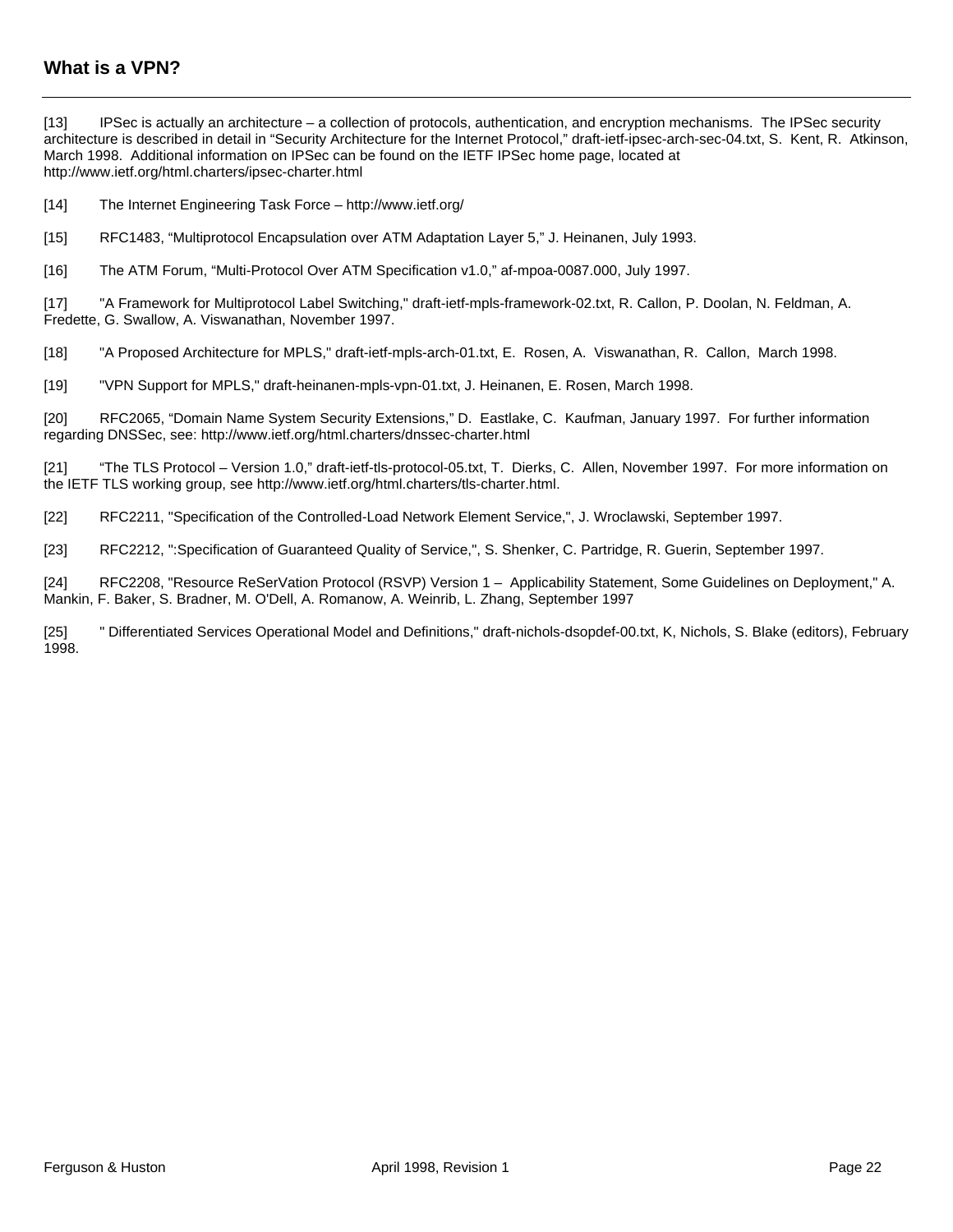[13] IPSec is actually an architecture – a collection of protocols, authentication, and encryption mechanisms. The IPSec security architecture is described in detail in “Security Architecture for the Internet Protocol,” draft-ietf-ipsec-arch-sec-04.txt, S. Kent, R. Atkinson, March 1998. Additional information on IPSec can be found on the IETF IPSec home page, located at http://www.ietf.org/html.charters/ipsec-charter.html

[14] The Internet Engineering Task Force – http://www.ietf.org/

[15] RFC1483, “Multiprotocol Encapsulation over ATM Adaptation Layer 5,” J. Heinanen, July 1993.

[16] The ATM Forum, “Multi-Protocol Over ATM Specification v1.0,” af-mpoa-0087.000, July 1997.

[17] "A Framework for Multiprotocol Label Switching," draft-ietf-mpls-framework-02.txt, R. Callon, P. Doolan, N. Feldman, A. Fredette, G. Swallow, A. Viswanathan, November 1997.

[18] "A Proposed Architecture for MPLS," draft-ietf-mpls-arch-01.txt, E. Rosen, A. Viswanathan, R. Callon, March 1998.

[19] "VPN Support for MPLS," draft-heinanen-mpls-vpn-01.txt, J. Heinanen, E. Rosen, March 1998.

[20] RFC2065, “Domain Name System Security Extensions,” D. Eastlake, C. Kaufman, January 1997. For further information regarding DNSSec, see: http://www.ietf.org/html.charters/dnssec-charter.html

[21] “The TLS Protocol – Version 1.0,” draft-ietf-tls-protocol-05.txt, T. Dierks, C. Allen, November 1997. For more information on the IETF TLS working group, see http://www.ietf.org/html.charters/tls-charter.html.

[22] RFC2211, "Specification of the Controlled-Load Network Element Service,", J. Wroclawski, September 1997.

[23] RFC2212, ":Specification of Guaranteed Quality of Service,", S. Shenker, C. Partridge, R. Guerin, September 1997.

[24] RFC2208, "Resource ReSerVation Protocol (RSVP) Version 1 – Applicability Statement, Some Guidelines on Deployment," A. Mankin, F. Baker, S. Bradner, M. O'Dell, A. Romanow, A. Weinrib, L. Zhang, September 1997

[25] " Differentiated Services Operational Model and Definitions," draft-nichols-dsopdef-00.txt, K, Nichols, S. Blake (editors), February 1998.